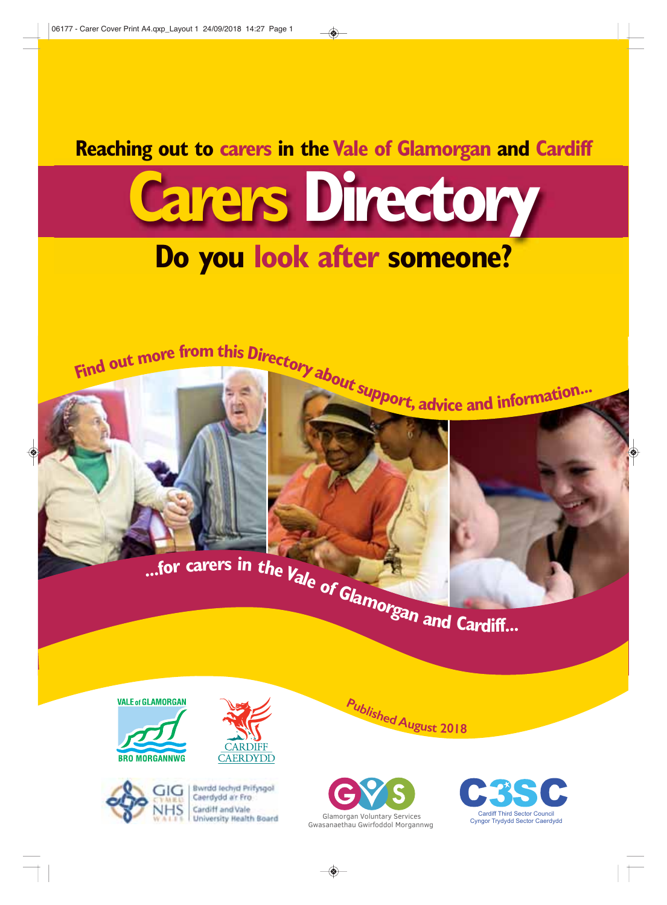Reaching out to carers in the Vale of Glamorgan and Cardiff

# Carers Directory

## Do you look after someone?

Find out more from this Directory about support, advice and information...

...for carers in the Vale of Glamorgan and Cardiff...

Published August 2018

VALE of GLAMORGAN
BRO MORGANNWG

CARDIFF
CAERDYDD

GIG CYMRU NHS WALES
Bwrdd Iechyd Prifysgol Caerdydd a'r Fro
Cardiff and Vale University Health Board

GVS
Glamorgan Voluntary Services
Gwasanaethau Gwirfoddol Morgannwg

C3SC
Cardiff Third Sector Council
Cyngor Trydydd Sector Caerdydd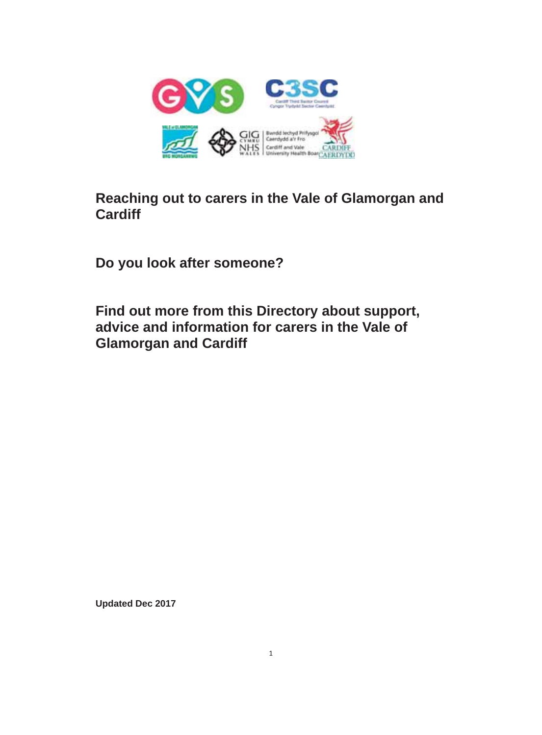**Reaching out to carers in the Vale of Glamorgan and Cardiff**

**Do you look after someone?**

**Find out more from this Directory about support, advice and information for carers in the Vale of Glamorgan and Cardiff**

**Updated Dec 2017**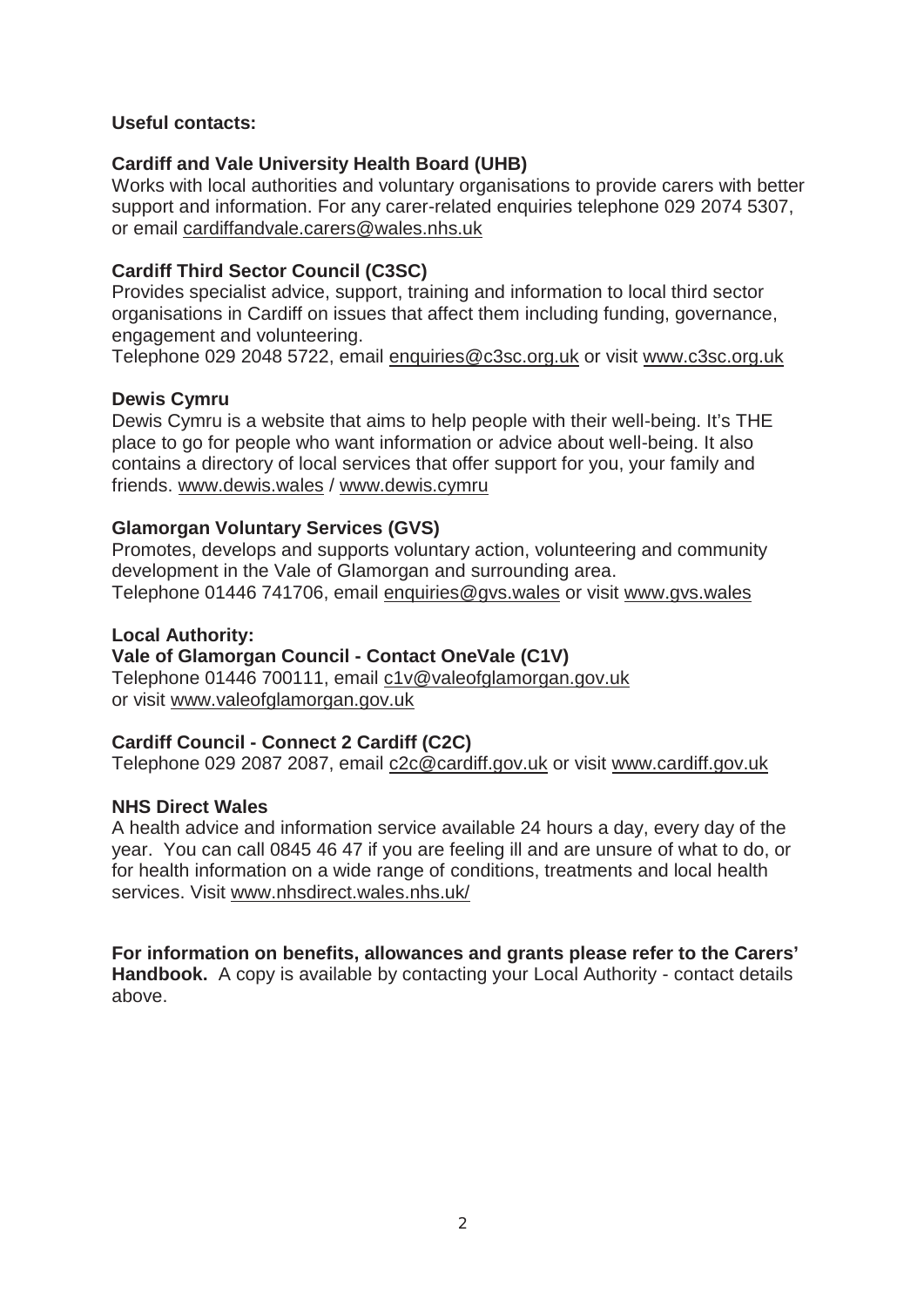**Useful contacts:**

**Cardiff and Vale University Health Board (UHB)**
Works with local authorities and voluntary organisations to provide carers with better support and information. For any carer-related enquiries telephone 029 2074 5307, or email cardiffandvale.carers@wales.nhs.uk

**Cardiff Third Sector Council (C3SC)**
Provides specialist advice, support, training and information to local third sector organisations in Cardiff on issues that affect them including funding, governance, engagement and volunteering.
Telephone 029 2048 5722, email enquiries@c3sc.org.uk or visit www.c3sc.org.uk

**Dewis Cymru**
Dewis Cymru is a website that aims to help people with their well-being. It's THE place to go for people who want information or advice about well-being. It also contains a directory of local services that offer support for you, your family and friends. www.dewis.wales / www.dewis.cymru

**Glamorgan Voluntary Services (GVS)**
Promotes, develops and supports voluntary action, volunteering and community development in the Vale of Glamorgan and surrounding area.
Telephone 01446 741706, email enquiries@gvs.wales or visit www.gvs.wales

**Local Authority:**
**Vale of Glamorgan Council - Contact OneVale (C1V)**
Telephone 01446 700111, email c1v@valeofglamorgan.gov.uk
or visit www.valeofglamorgan.gov.uk

**Cardiff Council - Connect 2 Cardiff (C2C)**
Telephone 029 2087 2087, email c2c@cardiff.gov.uk or visit www.cardiff.gov.uk

**NHS Direct Wales**
A health advice and information service available 24 hours a day, every day of the year. You can call 0845 46 47 if you are feeling ill and are unsure of what to do, or for health information on a wide range of conditions, treatments and local health services. Visit www.nhsdirect.wales.nhs.uk/

**For information on benefits, allowances and grants please refer to the Carers' Handbook.** A copy is available by contacting your Local Authority - contact details above.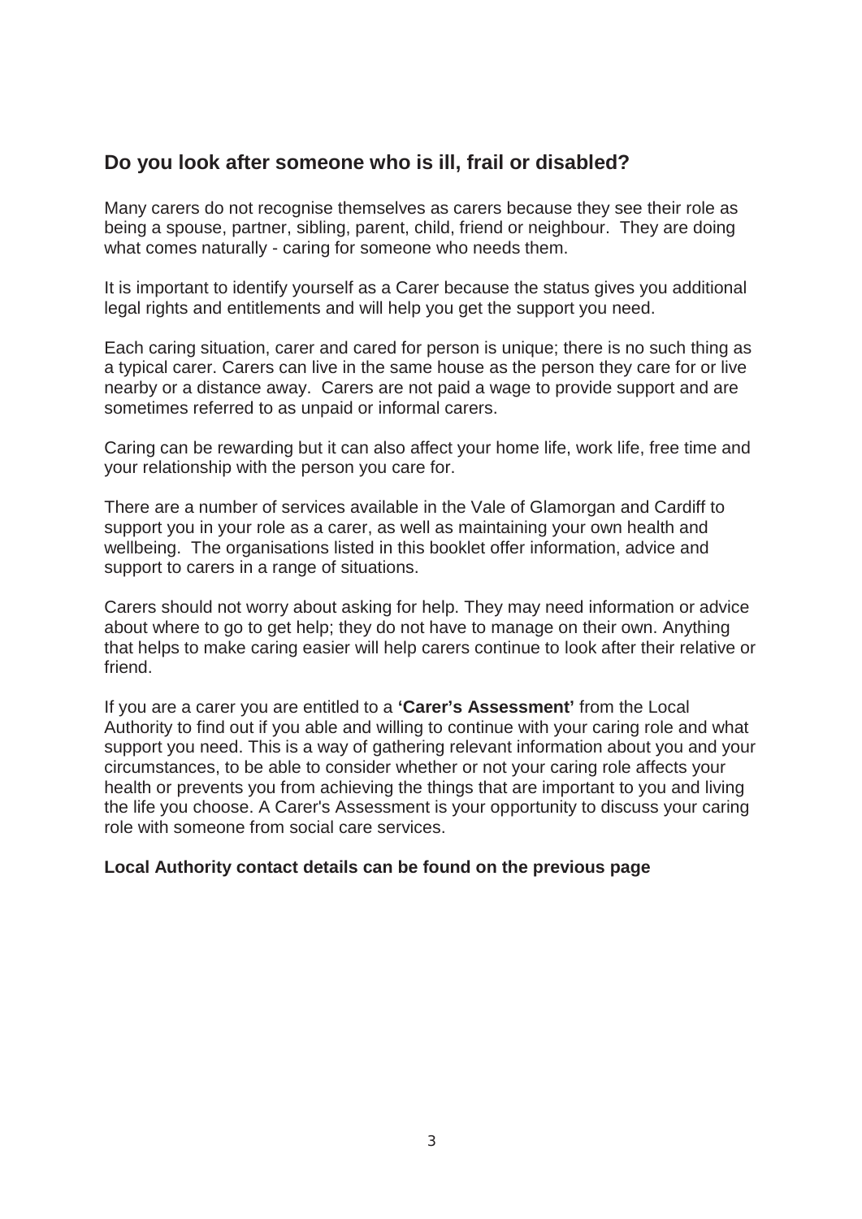## Do you look after someone who is ill, frail or disabled?

Many carers do not recognise themselves as carers because they see their role as being a spouse, partner, sibling, parent, child, friend or neighbour. They are doing what comes naturally - caring for someone who needs them.

It is important to identify yourself as a Carer because the status gives you additional legal rights and entitlements and will help you get the support you need.

Each caring situation, carer and cared for person is unique; there is no such thing as a typical carer. Carers can live in the same house as the person they care for or live nearby or a distance away. Carers are not paid a wage to provide support and are sometimes referred to as unpaid or informal carers.

Caring can be rewarding but it can also affect your home life, work life, free time and your relationship with the person you care for.

There are a number of services available in the Vale of Glamorgan and Cardiff to support you in your role as a carer, as well as maintaining your own health and wellbeing. The organisations listed in this booklet offer information, advice and support to carers in a range of situations.

Carers should not worry about asking for help. They may need information or advice about where to go to get help; they do not have to manage on their own. Anything that helps to make caring easier will help carers continue to look after their relative or friend.

If you are a carer you are entitled to a **'Carer's Assessment'** from the Local Authority to find out if you able and willing to continue with your caring role and what support you need. This is a way of gathering relevant information about you and your circumstances, to be able to consider whether or not your caring role affects your health or prevents you from achieving the things that are important to you and living the life you choose. A Carer's Assessment is your opportunity to discuss your caring role with someone from social care services.

**Local Authority contact details can be found on the previous page**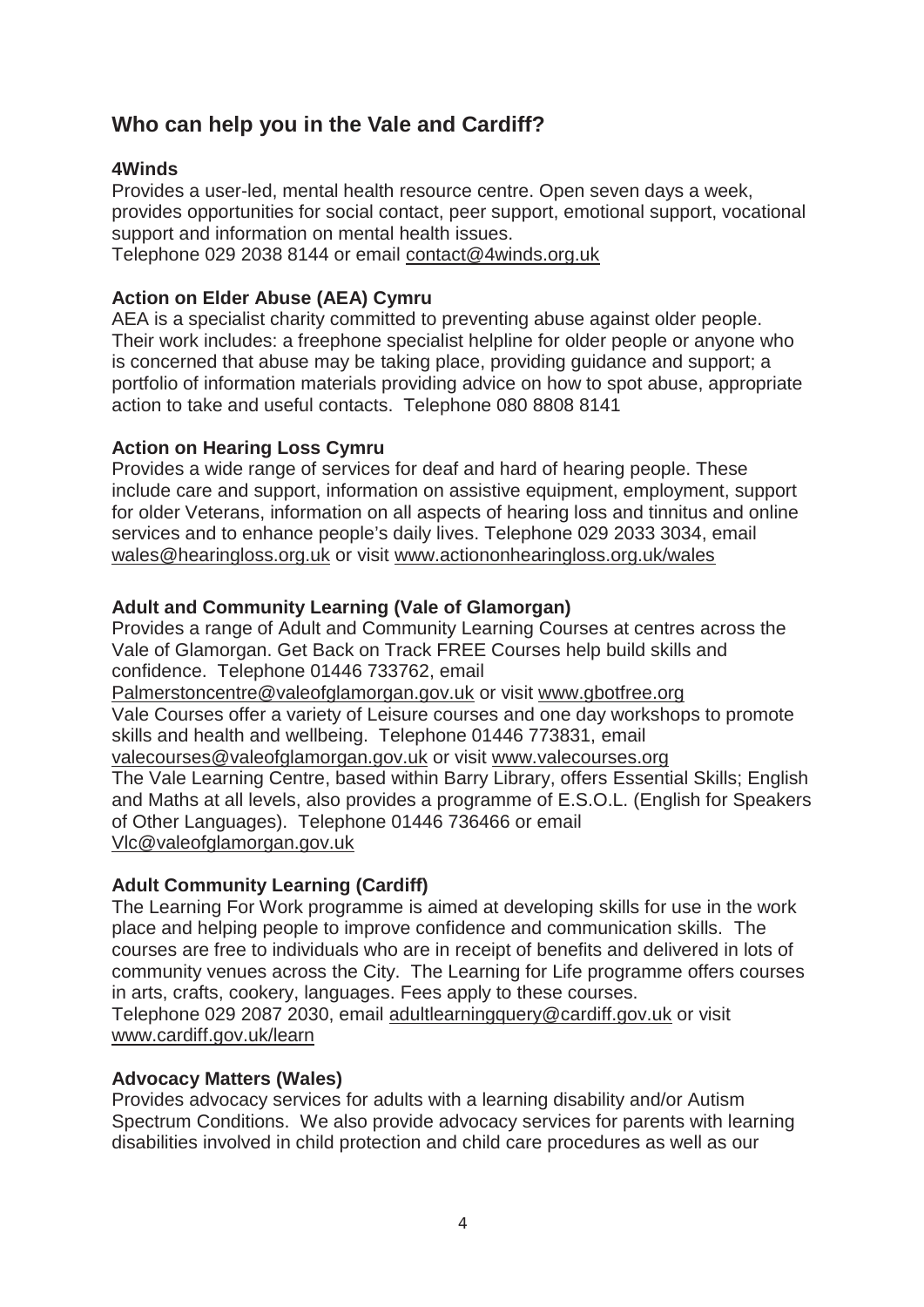## Who can help you in the Vale and Cardiff?

**4Winds**

Provides a user-led, mental health resource centre. Open seven days a week, provides opportunities for social contact, peer support, emotional support, vocational support and information on mental health issues.
Telephone 029 2038 8144 or email contact@4winds.org.uk

**Action on Elder Abuse (AEA) Cymru**

AEA is a specialist charity committed to preventing abuse against older people. Their work includes: a freephone specialist helpline for older people or anyone who is concerned that abuse may be taking place, providing guidance and support; a portfolio of information materials providing advice on how to spot abuse, appropriate action to take and useful contacts. Telephone 080 8808 8141

**Action on Hearing Loss Cymru**

Provides a wide range of services for deaf and hard of hearing people. These include care and support, information on assistive equipment, employment, support for older Veterans, information on all aspects of hearing loss and tinnitus and online services and to enhance people's daily lives. Telephone 029 2033 3034, email wales@hearingloss.org.uk or visit www.actiononhearingloss.org.uk/wales

**Adult and Community Learning (Vale of Glamorgan)**

Provides a range of Adult and Community Learning Courses at centres across the Vale of Glamorgan. Get Back on Track FREE Courses help build skills and confidence. Telephone 01446 733762, email Palmerstoncentre@valeofglamorgan.gov.uk or visit www.gbotfree.org
Vale Courses offer a variety of Leisure courses and one day workshops to promote skills and health and wellbeing. Telephone 01446 773831, email valecourses@valeofglamorgan.gov.uk or visit www.valecourses.org
The Vale Learning Centre, based within Barry Library, offers Essential Skills; English and Maths at all levels, also provides a programme of E.S.O.L. (English for Speakers of Other Languages). Telephone 01446 736466 or email Vlc@valeofglamorgan.gov.uk

**Adult Community Learning (Cardiff)**

The Learning For Work programme is aimed at developing skills for use in the work place and helping people to improve confidence and communication skills. The courses are free to individuals who are in receipt of benefits and delivered in lots of community venues across the City. The Learning for Life programme offers courses in arts, crafts, cookery, languages. Fees apply to these courses.
Telephone 029 2087 2030, email adultlearningquery@cardiff.gov.uk or visit www.cardiff.gov.uk/learn

**Advocacy Matters (Wales)**

Provides advocacy services for adults with a learning disability and/or Autism Spectrum Conditions. We also provide advocacy services for parents with learning disabilities involved in child protection and child care procedures as well as our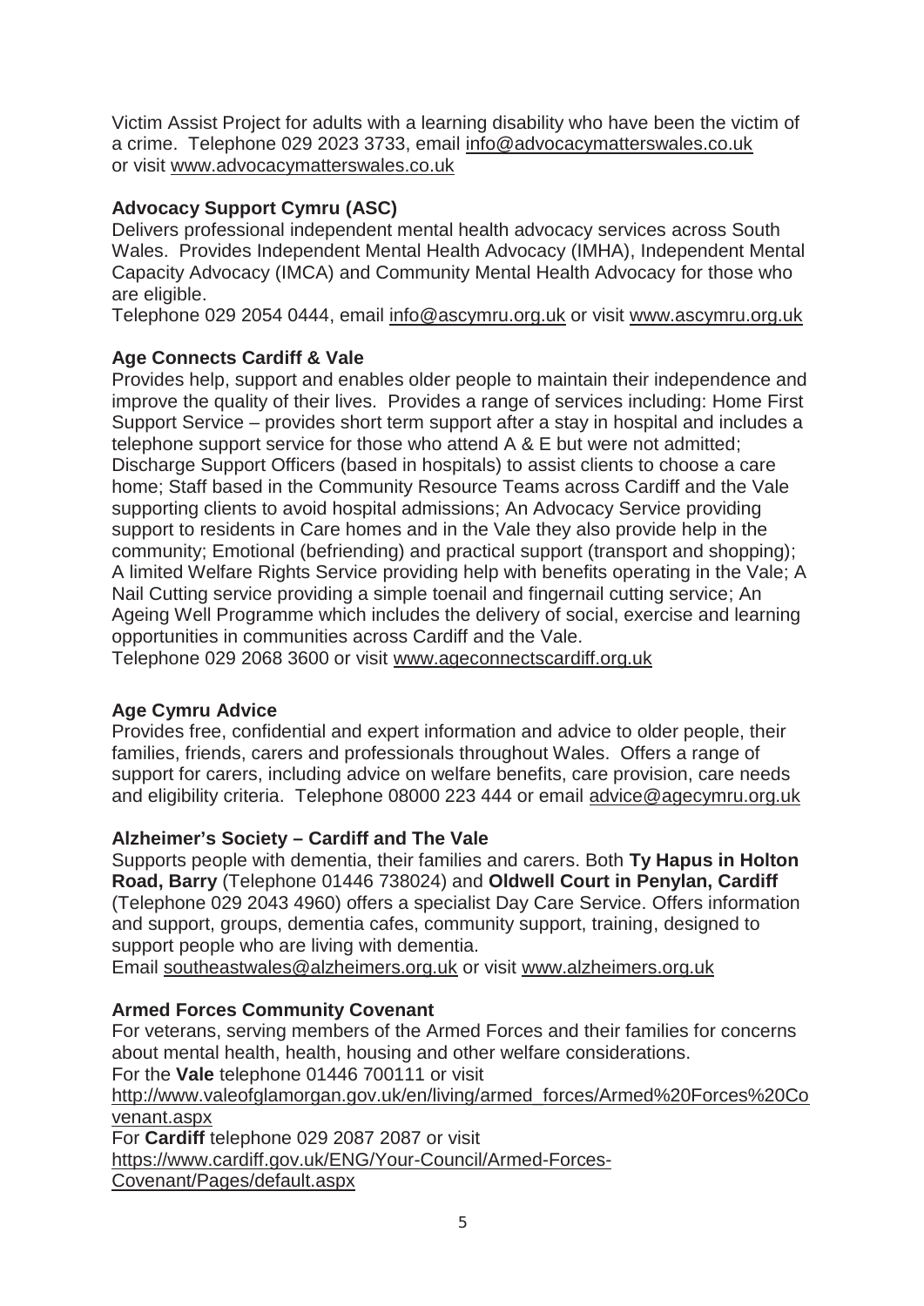Victim Assist Project for adults with a learning disability who have been the victim of a crime. Telephone 029 2023 3733, email info@advocacymatterswales.co.uk or visit www.advocacymatterswales.co.uk

**Advocacy Support Cymru (ASC)**
Delivers professional independent mental health advocacy services across South Wales. Provides Independent Mental Health Advocacy (IMHA), Independent Mental Capacity Advocacy (IMCA) and Community Mental Health Advocacy for those who are eligible.
Telephone 029 2054 0444, email info@ascymru.org.uk or visit www.ascymru.org.uk

**Age Connects Cardiff & Vale**
Provides help, support and enables older people to maintain their independence and improve the quality of their lives. Provides a range of services including: Home First Support Service – provides short term support after a stay in hospital and includes a telephone support service for those who attend A & E but were not admitted; Discharge Support Officers (based in hospitals) to assist clients to choose a care home; Staff based in the Community Resource Teams across Cardiff and the Vale supporting clients to avoid hospital admissions; An Advocacy Service providing support to residents in Care homes and in the Vale they also provide help in the community; Emotional (befriending) and practical support (transport and shopping); A limited Welfare Rights Service providing help with benefits operating in the Vale; A Nail Cutting service providing a simple toenail and fingernail cutting service; An Ageing Well Programme which includes the delivery of social, exercise and learning opportunities in communities across Cardiff and the Vale.
Telephone 029 2068 3600 or visit www.ageconnectscardiff.org.uk

**Age Cymru Advice**
Provides free, confidential and expert information and advice to older people, their families, friends, carers and professionals throughout Wales. Offers a range of support for carers, including advice on welfare benefits, care provision, care needs and eligibility criteria. Telephone 08000 223 444 or email advice@agecymru.org.uk

**Alzheimer's Society – Cardiff and The Vale**
Supports people with dementia, their families and carers. Both **Ty Hapus in Holton Road, Barry** (Telephone 01446 738024) and **Oldwell Court in Penylan, Cardiff** (Telephone 029 2043 4960) offers a specialist Day Care Service. Offers information and support, groups, dementia cafes, community support, training, designed to support people who are living with dementia.
Email southeastwales@alzheimers.org.uk or visit www.alzheimers.org.uk

**Armed Forces Community Covenant**
For veterans, serving members of the Armed Forces and their families for concerns about mental health, health, housing and other welfare considerations.
For the **Vale** telephone 01446 700111 or visit
http://www.valeofglamorgan.gov.uk/en/living/armed_forces/Armed%20Forces%20Covenant.aspx
For **Cardiff** telephone 029 2087 2087 or visit
https://www.cardiff.gov.uk/ENG/Your-Council/Armed-Forces-Covenant/Pages/default.aspx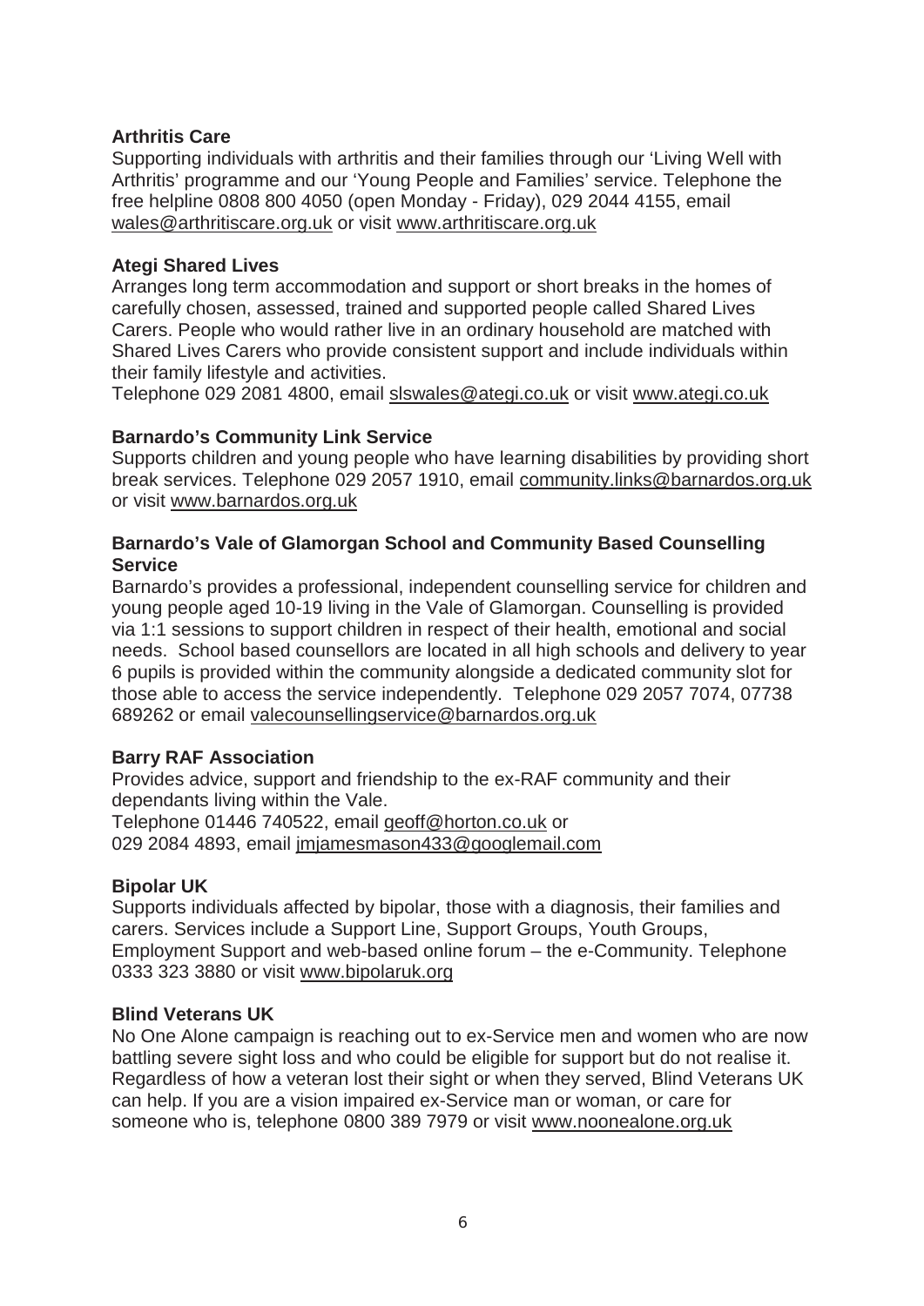**Arthritis Care**

Supporting individuals with arthritis and their families through our 'Living Well with Arthritis' programme and our 'Young People and Families' service. Telephone the free helpline 0808 800 4050 (open Monday - Friday), 029 2044 4155, email wales@arthritiscare.org.uk or visit www.arthritiscare.org.uk

**Ategi Shared Lives**

Arranges long term accommodation and support or short breaks in the homes of carefully chosen, assessed, trained and supported people called Shared Lives Carers. People who would rather live in an ordinary household are matched with Shared Lives Carers who provide consistent support and include individuals within their family lifestyle and activities.
Telephone 029 2081 4800, email slswales@ategi.co.uk or visit www.ategi.co.uk

**Barnardo's Community Link Service**

Supports children and young people who have learning disabilities by providing short break services. Telephone 029 2057 1910, email community.links@barnardos.org.uk or visit www.barnardos.org.uk

**Barnardo's Vale of Glamorgan School and Community Based Counselling Service**

Barnardo's provides a professional, independent counselling service for children and young people aged 10-19 living in the Vale of Glamorgan. Counselling is provided via 1:1 sessions to support children in respect of their health, emotional and social needs. School based counsellors are located in all high schools and delivery to year 6 pupils is provided within the community alongside a dedicated community slot for those able to access the service independently. Telephone 029 2057 7074, 07738 689262 or email valecounsellingservice@barnardos.org.uk

**Barry RAF Association**

Provides advice, support and friendship to the ex-RAF community and their dependants living within the Vale.
Telephone 01446 740522, email geoff@horton.co.uk or
029 2084 4893, email jmjamesmason433@googlemail.com

**Bipolar UK**

Supports individuals affected by bipolar, those with a diagnosis, their families and carers. Services include a Support Line, Support Groups, Youth Groups, Employment Support and web-based online forum – the e-Community. Telephone 0333 323 3880 or visit www.bipolaruk.org

**Blind Veterans UK**

No One Alone campaign is reaching out to ex-Service men and women who are now battling severe sight loss and who could be eligible for support but do not realise it. Regardless of how a veteran lost their sight or when they served, Blind Veterans UK can help. If you are a vision impaired ex-Service man or woman, or care for someone who is, telephone 0800 389 7979 or visit www.noonealone.org.uk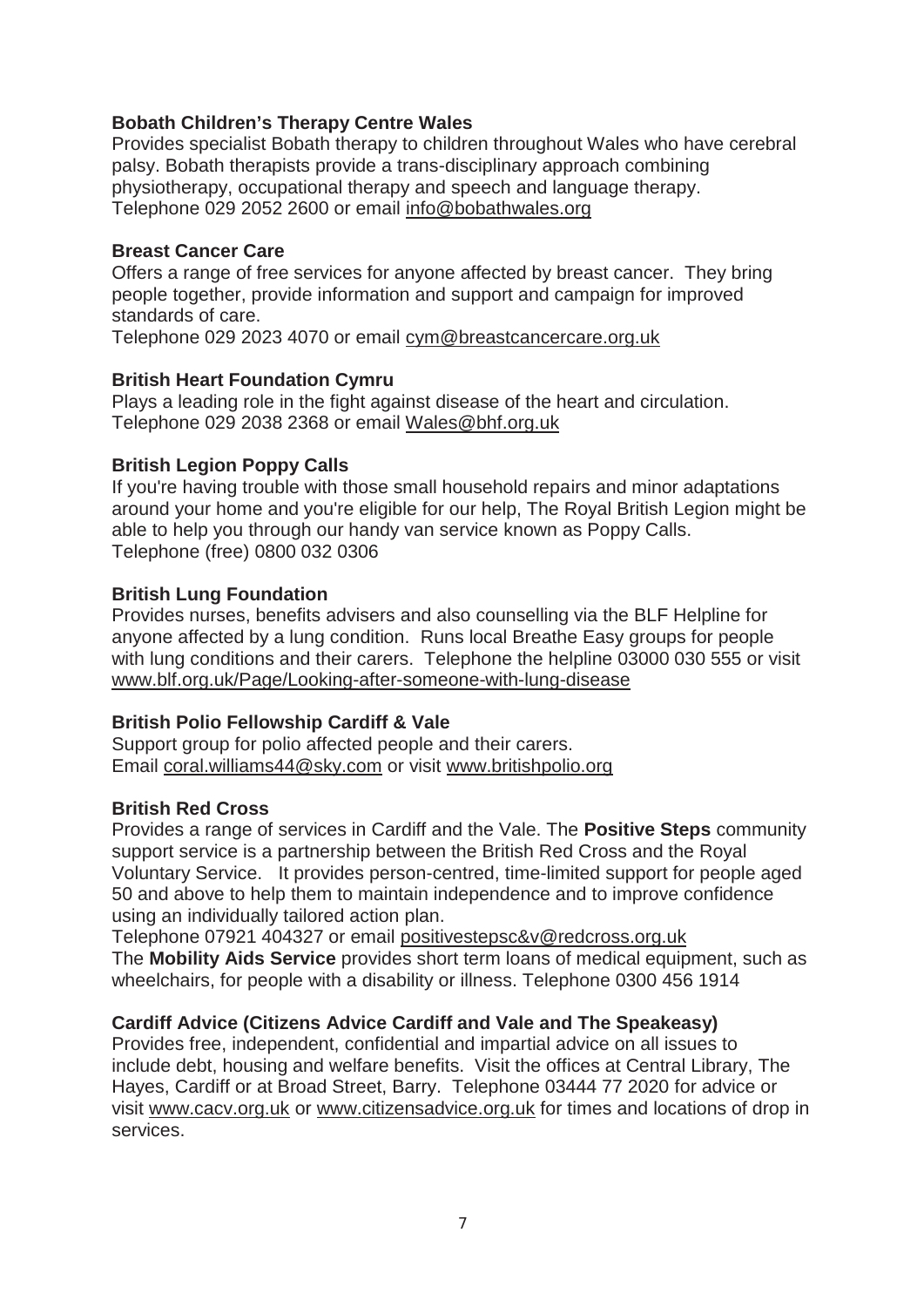**Bobath Children's Therapy Centre Wales**
Provides specialist Bobath therapy to children throughout Wales who have cerebral palsy. Bobath therapists provide a trans-disciplinary approach combining physiotherapy, occupational therapy and speech and language therapy.
Telephone 029 2052 2600 or email info@bobathwales.org

**Breast Cancer Care**
Offers a range of free services for anyone affected by breast cancer. They bring people together, provide information and support and campaign for improved standards of care.
Telephone 029 2023 4070 or email cym@breastcancercare.org.uk

**British Heart Foundation Cymru**
Plays a leading role in the fight against disease of the heart and circulation.
Telephone 029 2038 2368 or email Wales@bhf.org.uk

**British Legion Poppy Calls**
If you're having trouble with those small household repairs and minor adaptations around your home and you're eligible for our help, The Royal British Legion might be able to help you through our handy van service known as Poppy Calls.
Telephone (free) 0800 032 0306

**British Lung Foundation**
Provides nurses, benefits advisers and also counselling via the BLF Helpline for anyone affected by a lung condition. Runs local Breathe Easy groups for people with lung conditions and their carers. Telephone the helpline 03000 030 555 or visit www.blf.org.uk/Page/Looking-after-someone-with-lung-disease

**British Polio Fellowship Cardiff & Vale**
Support group for polio affected people and their carers.
Email coral.williams44@sky.com or visit www.britishpolio.org

**British Red Cross**
Provides a range of services in Cardiff and the Vale. The **Positive Steps** community support service is a partnership between the British Red Cross and the Royal Voluntary Service. It provides person-centred, time-limited support for people aged 50 and above to help them to maintain independence and to improve confidence using an individually tailored action plan.
Telephone 07921 404327 or email positivestepsc&v@redcross.org.uk
The **Mobility Aids Service** provides short term loans of medical equipment, such as wheelchairs, for people with a disability or illness. Telephone 0300 456 1914

**Cardiff Advice (Citizens Advice Cardiff and Vale and The Speakeasy)**
Provides free, independent, confidential and impartial advice on all issues to include debt, housing and welfare benefits. Visit the offices at Central Library, The Hayes, Cardiff or at Broad Street, Barry. Telephone 03444 77 2020 for advice or visit www.cacv.org.uk or www.citizensadvice.org.uk for times and locations of drop in services.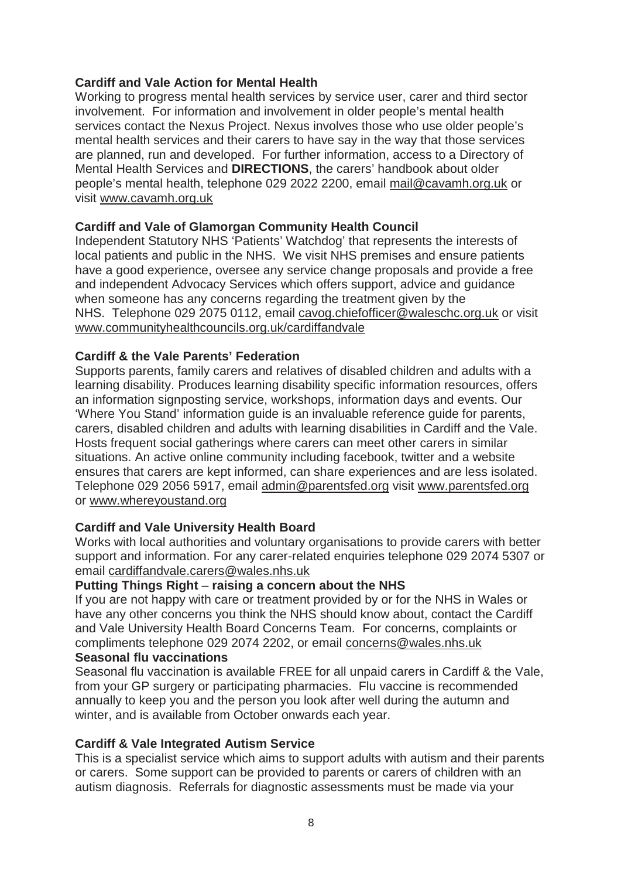**Cardiff and Vale Action for Mental Health**

Working to progress mental health services by service user, carer and third sector involvement. For information and involvement in older people's mental health services contact the Nexus Project. Nexus involves those who use older people's mental health services and their carers to have say in the way that those services are planned, run and developed. For further information, access to a Directory of Mental Health Services and **DIRECTIONS**, the carers' handbook about older people's mental health, telephone 029 2022 2200, email mail@cavamh.org.uk or visit www.cavamh.org.uk

**Cardiff and Vale of Glamorgan Community Health Council**

Independent Statutory NHS 'Patients' Watchdog' that represents the interests of local patients and public in the NHS. We visit NHS premises and ensure patients have a good experience, oversee any service change proposals and provide a free and independent Advocacy Services which offers support, advice and guidance when someone has any concerns regarding the treatment given by the NHS. Telephone 029 2075 0112, email cavog.chiefofficer@waleschc.org.uk or visit www.communityhealthcouncils.org.uk/cardiffandvale

**Cardiff & the Vale Parents' Federation**

Supports parents, family carers and relatives of disabled children and adults with a learning disability. Produces learning disability specific information resources, offers an information signposting service, workshops, information days and events. Our 'Where You Stand' information guide is an invaluable reference guide for parents, carers, disabled children and adults with learning disabilities in Cardiff and the Vale. Hosts frequent social gatherings where carers can meet other carers in similar situations. An active online community including facebook, twitter and a website ensures that carers are kept informed, can share experiences and are less isolated. Telephone 029 2056 5917, email admin@parentsfed.org visit www.parentsfed.org or www.whereyoustand.org

**Cardiff and Vale University Health Board**

Works with local authorities and voluntary organisations to provide carers with better support and information. For any carer-related enquiries telephone 029 2074 5307 or email cardiffandvale.carers@wales.nhs.uk

**Putting Things Right – raising a concern about the NHS**

If you are not happy with care or treatment provided by or for the NHS in Wales or have any other concerns you think the NHS should know about, contact the Cardiff and Vale University Health Board Concerns Team. For concerns, complaints or compliments telephone 029 2074 2202, or email concerns@wales.nhs.uk

**Seasonal flu vaccinations**

Seasonal flu vaccination is available FREE for all unpaid carers in Cardiff & the Vale, from your GP surgery or participating pharmacies. Flu vaccine is recommended annually to keep you and the person you look after well during the autumn and winter, and is available from October onwards each year.

**Cardiff & Vale Integrated Autism Service**

This is a specialist service which aims to support adults with autism and their parents or carers. Some support can be provided to parents or carers of children with an autism diagnosis. Referrals for diagnostic assessments must be made via your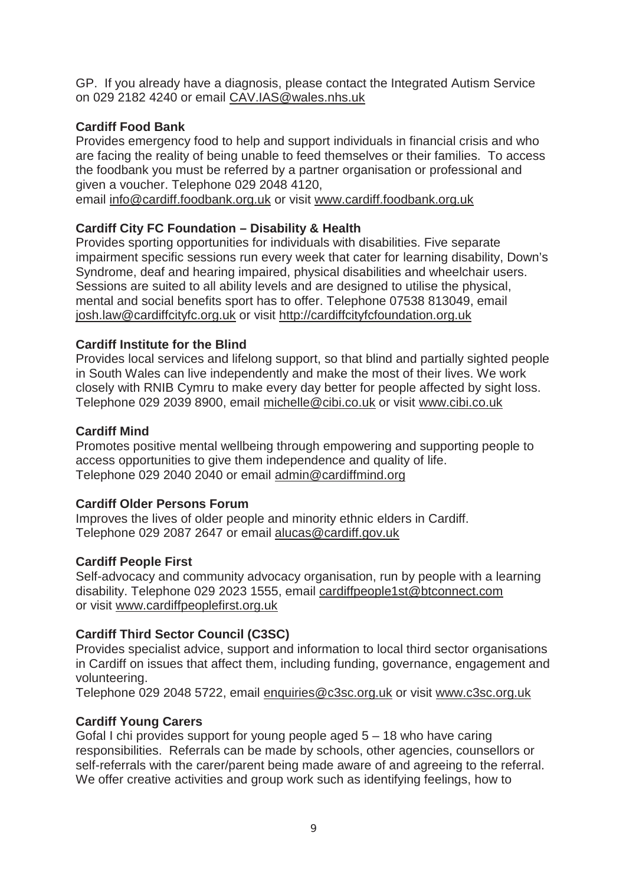GP. If you already have a diagnosis, please contact the Integrated Autism Service on 029 2182 4240 or email CAV.IAS@wales.nhs.uk

**Cardiff Food Bank**

Provides emergency food to help and support individuals in financial crisis and who are facing the reality of being unable to feed themselves or their families. To access the foodbank you must be referred by a partner organisation or professional and given a voucher. Telephone 029 2048 4120,
email info@cardiff.foodbank.org.uk or visit www.cardiff.foodbank.org.uk

**Cardiff City FC Foundation – Disability & Health**

Provides sporting opportunities for individuals with disabilities. Five separate impairment specific sessions run every week that cater for learning disability, Down's Syndrome, deaf and hearing impaired, physical disabilities and wheelchair users. Sessions are suited to all ability levels and are designed to utilise the physical, mental and social benefits sport has to offer. Telephone 07538 813049, email josh.law@cardiffcityfc.org.uk or visit http://cardiffcityfcfoundation.org.uk

**Cardiff Institute for the Blind**

Provides local services and lifelong support, so that blind and partially sighted people in South Wales can live independently and make the most of their lives. We work closely with RNIB Cymru to make every day better for people affected by sight loss. Telephone 029 2039 8900, email michelle@cibi.co.uk or visit www.cibi.co.uk

**Cardiff Mind**

Promotes positive mental wellbeing through empowering and supporting people to access opportunities to give them independence and quality of life.
Telephone 029 2040 2040 or email admin@cardiffmind.org

**Cardiff Older Persons Forum**

Improves the lives of older people and minority ethnic elders in Cardiff.
Telephone 029 2087 2647 or email alucas@cardiff.gov.uk

**Cardiff People First**

Self-advocacy and community advocacy organisation, run by people with a learning disability. Telephone 029 2023 1555, email cardiffpeople1st@btconnect.com or visit www.cardiffpeoplefirst.org.uk

**Cardiff Third Sector Council (C3SC)**

Provides specialist advice, support and information to local third sector organisations in Cardiff on issues that affect them, including funding, governance, engagement and volunteering.
Telephone 029 2048 5722, email enquiries@c3sc.org.uk or visit www.c3sc.org.uk

**Cardiff Young Carers**

Gofal I chi provides support for young people aged 5 – 18 who have caring responsibilities. Referrals can be made by schools, other agencies, counsellors or self-referrals with the carer/parent being made aware of and agreeing to the referral. We offer creative activities and group work such as identifying feelings, how to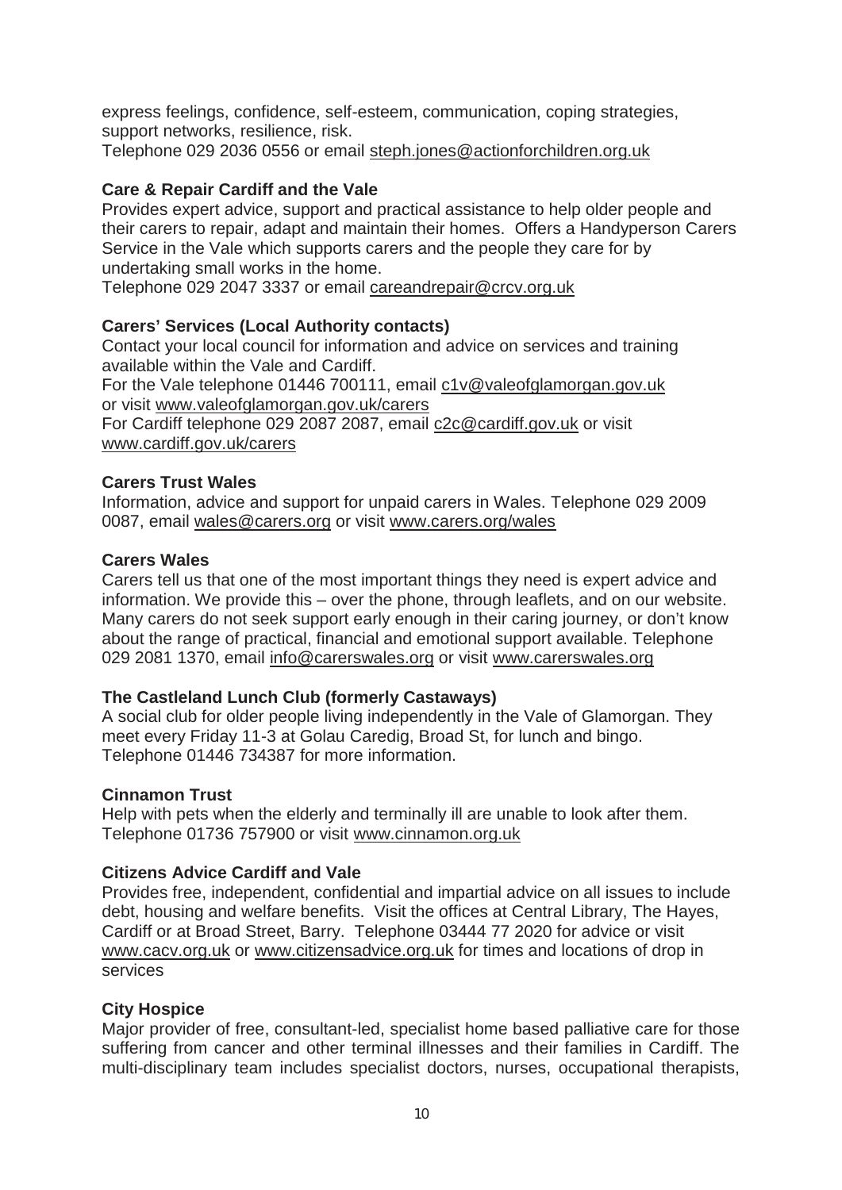express feelings, confidence, self-esteem, communication, coping strategies, support networks, resilience, risk.
Telephone 029 2036 0556 or email steph.jones@actionforchildren.org.uk

**Care & Repair Cardiff and the Vale**

Provides expert advice, support and practical assistance to help older people and their carers to repair, adapt and maintain their homes. Offers a Handyperson Carers Service in the Vale which supports carers and the people they care for by undertaking small works in the home.
Telephone 029 2047 3337 or email careandrepair@crcv.org.uk

**Carers' Services (Local Authority contacts)**

Contact your local council for information and advice on services and training available within the Vale and Cardiff.
For the Vale telephone 01446 700111, email c1v@valeofglamorgan.gov.uk or visit www.valeofglamorgan.gov.uk/carers
For Cardiff telephone 029 2087 2087, email c2c@cardiff.gov.uk or visit www.cardiff.gov.uk/carers

**Carers Trust Wales**

Information, advice and support for unpaid carers in Wales. Telephone 029 2009 0087, email wales@carers.org or visit www.carers.org/wales

**Carers Wales**

Carers tell us that one of the most important things they need is expert advice and information. We provide this – over the phone, through leaflets, and on our website. Many carers do not seek support early enough in their caring journey, or don't know about the range of practical, financial and emotional support available. Telephone 029 2081 1370, email info@carerswales.org or visit www.carerswales.org

**The Castleland Lunch Club (formerly Castaways)**

A social club for older people living independently in the Vale of Glamorgan. They meet every Friday 11-3 at Golau Caredig, Broad St, for lunch and bingo.
Telephone 01446 734387 for more information.

**Cinnamon Trust**

Help with pets when the elderly and terminally ill are unable to look after them.
Telephone 01736 757900 or visit www.cinnamon.org.uk

**Citizens Advice Cardiff and Vale**

Provides free, independent, confidential and impartial advice on all issues to include debt, housing and welfare benefits. Visit the offices at Central Library, The Hayes, Cardiff or at Broad Street, Barry. Telephone 03444 77 2020 for advice or visit www.cacv.org.uk or www.citizensadvice.org.uk for times and locations of drop in services

**City Hospice**

Major provider of free, consultant-led, specialist home based palliative care for those suffering from cancer and other terminal illnesses and their families in Cardiff. The multi-disciplinary team includes specialist doctors, nurses, occupational therapists,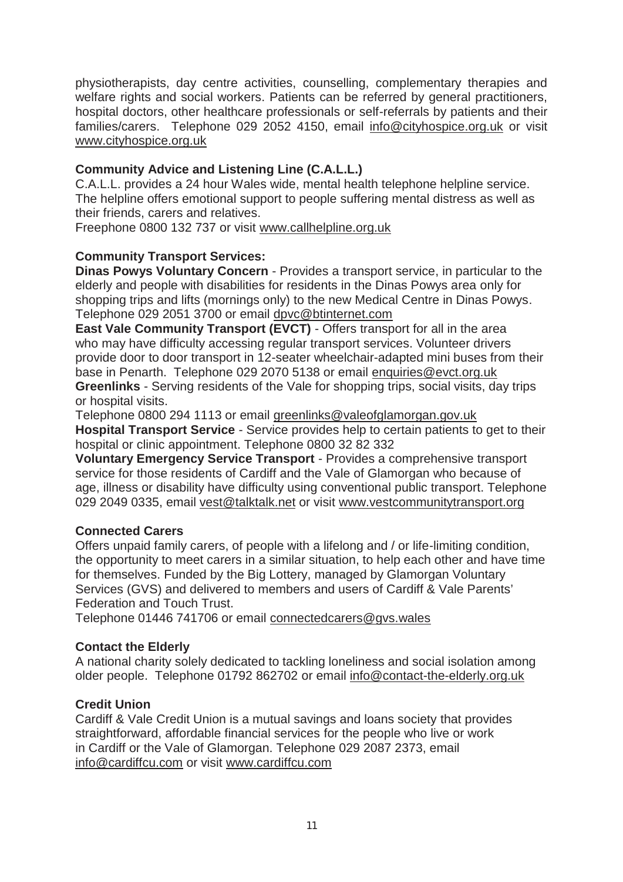physiotherapists, day centre activities, counselling, complementary therapies and welfare rights and social workers. Patients can be referred by general practitioners, hospital doctors, other healthcare professionals or self-referrals by patients and their families/carers. Telephone 029 2052 4150, email info@cityhospice.org.uk or visit www.cityhospice.org.uk

**Community Advice and Listening Line (C.A.L.L.)**

C.A.L.L. provides a 24 hour Wales wide, mental health telephone helpline service. The helpline offers emotional support to people suffering mental distress as well as their friends, carers and relatives.

Freephone 0800 132 737 or visit www.callhelpline.org.uk

**Community Transport Services:**

**Dinas Powys Voluntary Concern** - Provides a transport service, in particular to the elderly and people with disabilities for residents in the Dinas Powys area only for shopping trips and lifts (mornings only) to the new Medical Centre in Dinas Powys. Telephone 029 2051 3700 or email dpvc@btinternet.com

**East Vale Community Transport (EVCT)** - Offers transport for all in the area who may have difficulty accessing regular transport services. Volunteer drivers provide door to door transport in 12-seater wheelchair-adapted mini buses from their base in Penarth. Telephone 029 2070 5138 or email enquiries@evct.org.uk

**Greenlinks** - Serving residents of the Vale for shopping trips, social visits, day trips or hospital visits.

Telephone 0800 294 1113 or email greenlinks@valeofglamorgan.gov.uk

**Hospital Transport Service** - Service provides help to certain patients to get to their hospital or clinic appointment. Telephone 0800 32 82 332

**Voluntary Emergency Service Transport** - Provides a comprehensive transport service for those residents of Cardiff and the Vale of Glamorgan who because of age, illness or disability have difficulty using conventional public transport. Telephone 029 2049 0335, email vest@talktalk.net or visit www.vestcommunitytransport.org

**Connected Carers**

Offers unpaid family carers, of people with a lifelong and / or life-limiting condition, the opportunity to meet carers in a similar situation, to help each other and have time for themselves. Funded by the Big Lottery, managed by Glamorgan Voluntary Services (GVS) and delivered to members and users of Cardiff & Vale Parents' Federation and Touch Trust.

Telephone 01446 741706 or email connectedcarers@gvs.wales

**Contact the Elderly**

A national charity solely dedicated to tackling loneliness and social isolation among older people. Telephone 01792 862702 or email info@contact-the-elderly.org.uk

**Credit Union**

Cardiff & Vale Credit Union is a mutual savings and loans society that provides straightforward, affordable financial services for the people who live or work in Cardiff or the Vale of Glamorgan. Telephone 029 2087 2373, email info@cardiffcu.com or visit www.cardiffcu.com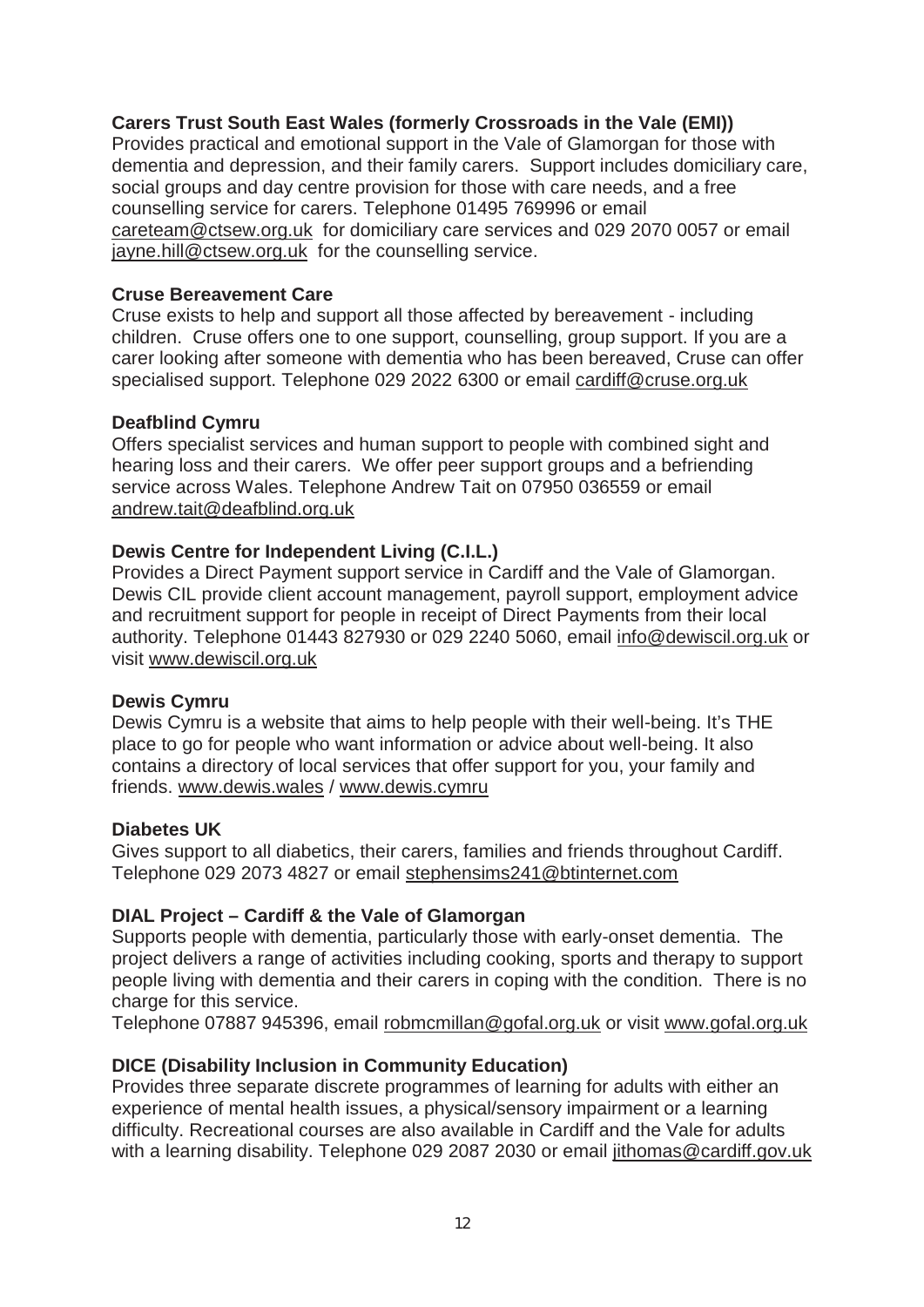**Carers Trust South East Wales (formerly Crossroads in the Vale (EMI))**
Provides practical and emotional support in the Vale of Glamorgan for those with dementia and depression, and their family carers. Support includes domiciliary care, social groups and day centre provision for those with care needs, and a free counselling service for carers. Telephone 01495 769996 or email careteam@ctsew.org.uk for domiciliary care services and 029 2070 0057 or email jayne.hill@ctsew.org.uk for the counselling service.

**Cruse Bereavement Care**
Cruse exists to help and support all those affected by bereavement - including children. Cruse offers one to one support, counselling, group support. If you are a carer looking after someone with dementia who has been bereaved, Cruse can offer specialised support. Telephone 029 2022 6300 or email cardiff@cruse.org.uk

**Deafblind Cymru**
Offers specialist services and human support to people with combined sight and hearing loss and their carers. We offer peer support groups and a befriending service across Wales. Telephone Andrew Tait on 07950 036559 or email andrew.tait@deafblind.org.uk

**Dewis Centre for Independent Living (C.I.L.)**
Provides a Direct Payment support service in Cardiff and the Vale of Glamorgan. Dewis CIL provide client account management, payroll support, employment advice and recruitment support for people in receipt of Direct Payments from their local authority. Telephone 01443 827930 or 029 2240 5060, email info@dewiscil.org.uk or visit www.dewiscil.org.uk

**Dewis Cymru**
Dewis Cymru is a website that aims to help people with their well-being. It's THE place to go for people who want information or advice about well-being. It also contains a directory of local services that offer support for you, your family and friends. www.dewis.wales / www.dewis.cymru

**Diabetes UK**
Gives support to all diabetics, their carers, families and friends throughout Cardiff. Telephone 029 2073 4827 or email stephensims241@btinternet.com

**DIAL Project – Cardiff & the Vale of Glamorgan**
Supports people with dementia, particularly those with early-onset dementia. The project delivers a range of activities including cooking, sports and therapy to support people living with dementia and their carers in coping with the condition. There is no charge for this service.
Telephone 07887 945396, email robmcmillan@gofal.org.uk or visit www.gofal.org.uk

**DICE (Disability Inclusion in Community Education)**
Provides three separate discrete programmes of learning for adults with either an experience of mental health issues, a physical/sensory impairment or a learning difficulty. Recreational courses are also available in Cardiff and the Vale for adults with a learning disability. Telephone 029 2087 2030 or email jithomas@cardiff.gov.uk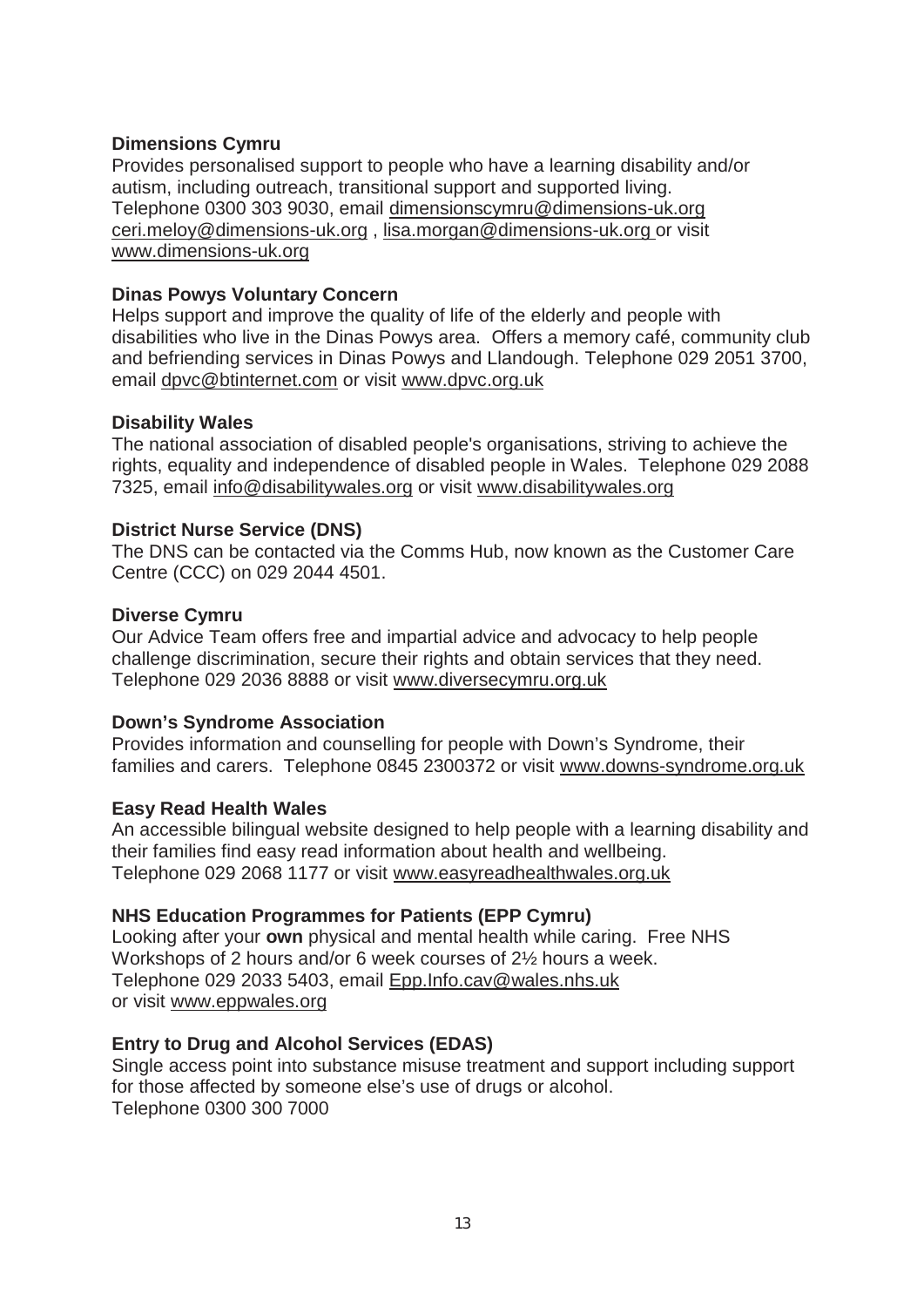**Dimensions Cymru**
Provides personalised support to people who have a learning disability and/or autism, including outreach, transitional support and supported living.
Telephone 0300 303 9030, email dimensionscymru@dimensions-uk.org ceri.meloy@dimensions-uk.org , lisa.morgan@dimensions-uk.org or visit www.dimensions-uk.org

**Dinas Powys Voluntary Concern**
Helps support and improve the quality of life of the elderly and people with disabilities who live in the Dinas Powys area. Offers a memory café, community club and befriending services in Dinas Powys and Llandough. Telephone 029 2051 3700, email dpvc@btinternet.com or visit www.dpvc.org.uk

**Disability Wales**
The national association of disabled people's organisations, striving to achieve the rights, equality and independence of disabled people in Wales. Telephone 029 2088 7325, email info@disabilitywales.org or visit www.disabilitywales.org

**District Nurse Service (DNS)**
The DNS can be contacted via the Comms Hub, now known as the Customer Care Centre (CCC) on 029 2044 4501.

**Diverse Cymru**
Our Advice Team offers free and impartial advice and advocacy to help people challenge discrimination, secure their rights and obtain services that they need.
Telephone 029 2036 8888 or visit www.diversecymru.org.uk

**Down's Syndrome Association**
Provides information and counselling for people with Down's Syndrome, their families and carers. Telephone 0845 2300372 or visit www.downs-syndrome.org.uk

**Easy Read Health Wales**
An accessible bilingual website designed to help people with a learning disability and their families find easy read information about health and wellbeing.
Telephone 029 2068 1177 or visit www.easyreadhealthwales.org.uk

**NHS Education Programmes for Patients (EPP Cymru)**
Looking after your **own** physical and mental health while caring. Free NHS Workshops of 2 hours and/or 6 week courses of 2½ hours a week.
Telephone 029 2033 5403, email Epp.Info.cav@wales.nhs.uk
or visit www.eppwales.org

**Entry to Drug and Alcohol Services (EDAS)**
Single access point into substance misuse treatment and support including support for those affected by someone else's use of drugs or alcohol.
Telephone 0300 300 7000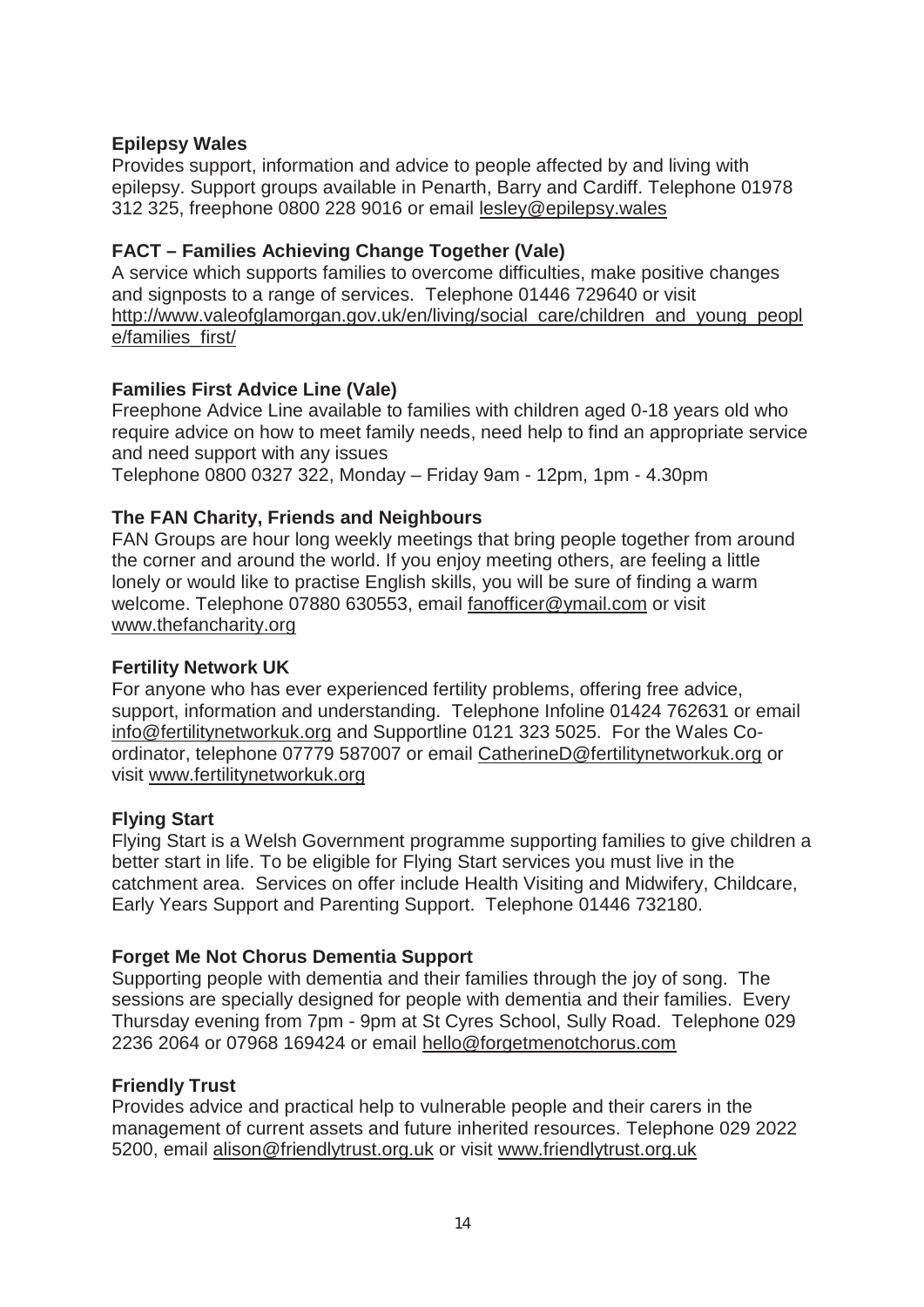**Epilepsy Wales**

Provides support, information and advice to people affected by and living with epilepsy. Support groups available in Penarth, Barry and Cardiff. Telephone 01978 312 325, freephone 0800 228 9016 or email lesley@epilepsy.wales

**FACT – Families Achieving Change Together (Vale)**

A service which supports families to overcome difficulties, make positive changes and signposts to a range of services. Telephone 01446 729640 or visit http://www.valeofglamorgan.gov.uk/en/living/social_care/children_and_young_people/families_first/

**Families First Advice Line (Vale)**

Freephone Advice Line available to families with children aged 0-18 years old who require advice on how to meet family needs, need help to find an appropriate service and need support with any issues

Telephone 0800 0327 322, Monday – Friday 9am - 12pm, 1pm - 4.30pm

**The FAN Charity, Friends and Neighbours**

FAN Groups are hour long weekly meetings that bring people together from around the corner and around the world. If you enjoy meeting others, are feeling a little lonely or would like to practise English skills, you will be sure of finding a warm welcome. Telephone 07880 630553, email fanofficer@ymail.com or visit www.thefancharity.org

**Fertility Network UK**

For anyone who has ever experienced fertility problems, offering free advice, support, information and understanding. Telephone Infoline 01424 762631 or email info@fertilitynetworkuk.org and Supportline 0121 323 5025. For the Wales Co-ordinator, telephone 07779 587007 or email CatherineD@fertilitynetworkuk.org or visit www.fertilitynetworkuk.org

**Flying Start**

Flying Start is a Welsh Government programme supporting families to give children a better start in life. To be eligible for Flying Start services you must live in the catchment area. Services on offer include Health Visiting and Midwifery, Childcare, Early Years Support and Parenting Support. Telephone 01446 732180.

**Forget Me Not Chorus Dementia Support**

Supporting people with dementia and their families through the joy of song. The sessions are specially designed for people with dementia and their families. Every Thursday evening from 7pm - 9pm at St Cyres School, Sully Road. Telephone 029 2236 2064 or 07968 169424 or email hello@forgetmenotchorus.com

**Friendly Trust**

Provides advice and practical help to vulnerable people and their carers in the management of current assets and future inherited resources. Telephone 029 2022 5200, email alison@friendlytrust.org.uk or visit www.friendlytrust.org.uk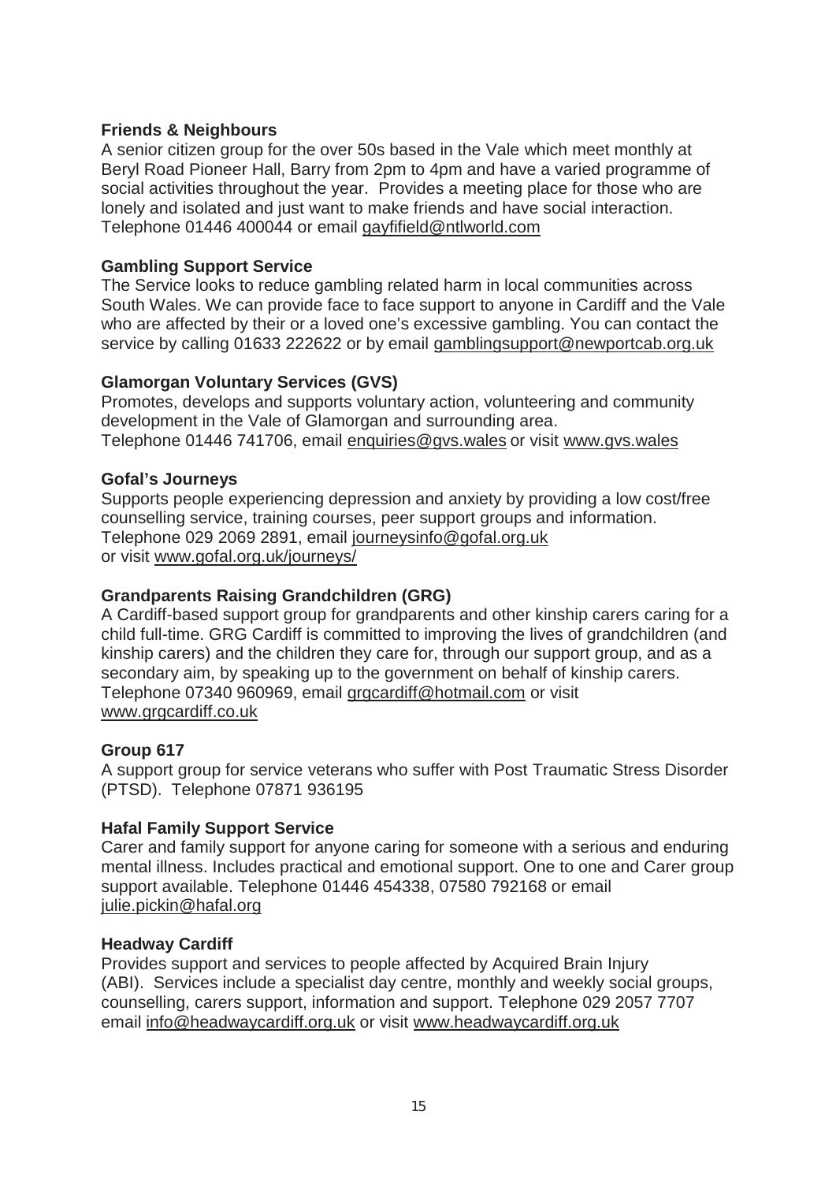**Friends & Neighbours**

A senior citizen group for the over 50s based in the Vale which meet monthly at Beryl Road Pioneer Hall, Barry from 2pm to 4pm and have a varied programme of social activities throughout the year. Provides a meeting place for those who are lonely and isolated and just want to make friends and have social interaction. Telephone 01446 400044 or email gayfifield@ntlworld.com

**Gambling Support Service**

The Service looks to reduce gambling related harm in local communities across South Wales. We can provide face to face support to anyone in Cardiff and the Vale who are affected by their or a loved one's excessive gambling. You can contact the service by calling 01633 222622 or by email gamblingsupport@newportcab.org.uk

**Glamorgan Voluntary Services (GVS)**

Promotes, develops and supports voluntary action, volunteering and community development in the Vale of Glamorgan and surrounding area.
Telephone 01446 741706, email enquiries@gvs.wales or visit www.gvs.wales

**Gofal's Journeys**

Supports people experiencing depression and anxiety by providing a low cost/free counselling service, training courses, peer support groups and information.
Telephone 029 2069 2891, email journeysinfo@gofal.org.uk
or visit www.gofal.org.uk/journeys/

**Grandparents Raising Grandchildren (GRG)**

A Cardiff-based support group for grandparents and other kinship carers caring for a child full-time. GRG Cardiff is committed to improving the lives of grandchildren (and kinship carers) and the children they care for, through our support group, and as a secondary aim, by speaking up to the government on behalf of kinship carers.
Telephone 07340 960969, email grgcardiff@hotmail.com or visit
www.grgcardiff.co.uk

**Group 617**

A support group for service veterans who suffer with Post Traumatic Stress Disorder (PTSD). Telephone 07871 936195

**Hafal Family Support Service**

Carer and family support for anyone caring for someone with a serious and enduring mental illness. Includes practical and emotional support. One to one and Carer group support available. Telephone 01446 454338, 07580 792168 or email
julie.pickin@hafal.org

**Headway Cardiff**

Provides support and services to people affected by Acquired Brain Injury (ABI). Services include a specialist day centre, monthly and weekly social groups, counselling, carers support, information and support. Telephone 029 2057 7707
email info@headwaycardiff.org.uk or visit www.headwaycardiff.org.uk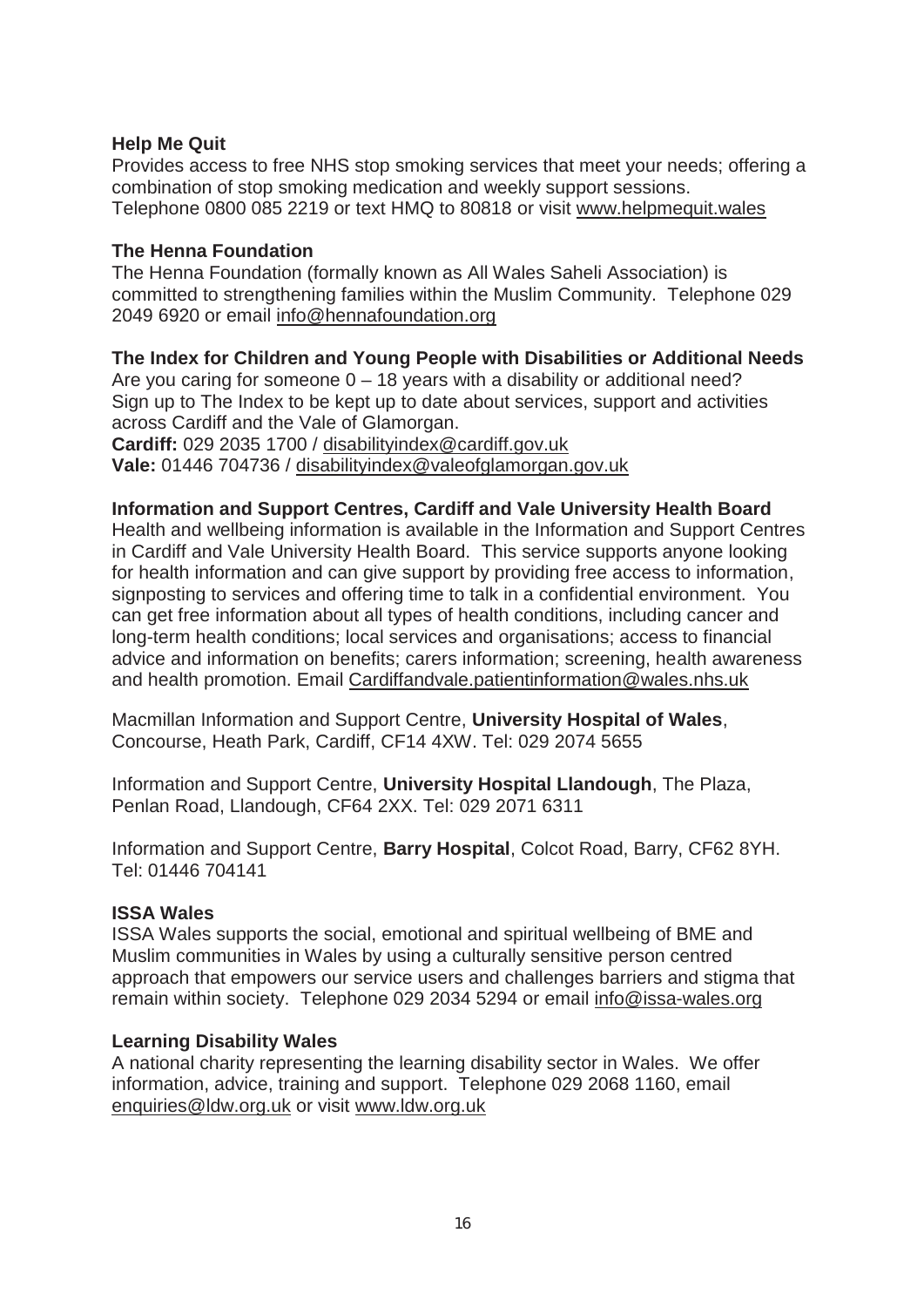**Help Me Quit**

Provides access to free NHS stop smoking services that meet your needs; offering a combination of stop smoking medication and weekly support sessions.
Telephone 0800 085 2219 or text HMQ to 80818 or visit www.helpmequit.wales

**The Henna Foundation**

The Henna Foundation (formally known as All Wales Saheli Association) is committed to strengthening families within the Muslim Community. Telephone 029 2049 6920 or email info@hennafoundation.org

**The Index for Children and Young People with Disabilities or Additional Needs**

Are you caring for someone 0 – 18 years with a disability or additional need? Sign up to The Index to be kept up to date about services, support and activities across Cardiff and the Vale of Glamorgan.
**Cardiff:** 029 2035 1700 / disabilityindex@cardiff.gov.uk
**Vale:** 01446 704736 / disabilityindex@valeofglamorgan.gov.uk

**Information and Support Centres, Cardiff and Vale University Health Board**

Health and wellbeing information is available in the Information and Support Centres in Cardiff and Vale University Health Board. This service supports anyone looking for health information and can give support by providing free access to information, signposting to services and offering time to talk in a confidential environment. You can get free information about all types of health conditions, including cancer and long-term health conditions; local services and organisations; access to financial advice and information on benefits; carers information; screening, health awareness and health promotion. Email Cardiffandvale.patientinformation@wales.nhs.uk

Macmillan Information and Support Centre, **University Hospital of Wales**, Concourse, Heath Park, Cardiff, CF14 4XW. Tel: 029 2074 5655

Information and Support Centre, **University Hospital Llandough**, The Plaza, Penlan Road, Llandough, CF64 2XX. Tel: 029 2071 6311

Information and Support Centre, **Barry Hospital**, Colcot Road, Barry, CF62 8YH. Tel: 01446 704141

**ISSA Wales**

ISSA Wales supports the social, emotional and spiritual wellbeing of BME and Muslim communities in Wales by using a culturally sensitive person centred approach that empowers our service users and challenges barriers and stigma that remain within society. Telephone 029 2034 5294 or email info@issa-wales.org

**Learning Disability Wales**

A national charity representing the learning disability sector in Wales. We offer information, advice, training and support. Telephone 029 2068 1160, email enquiries@ldw.org.uk or visit www.ldw.org.uk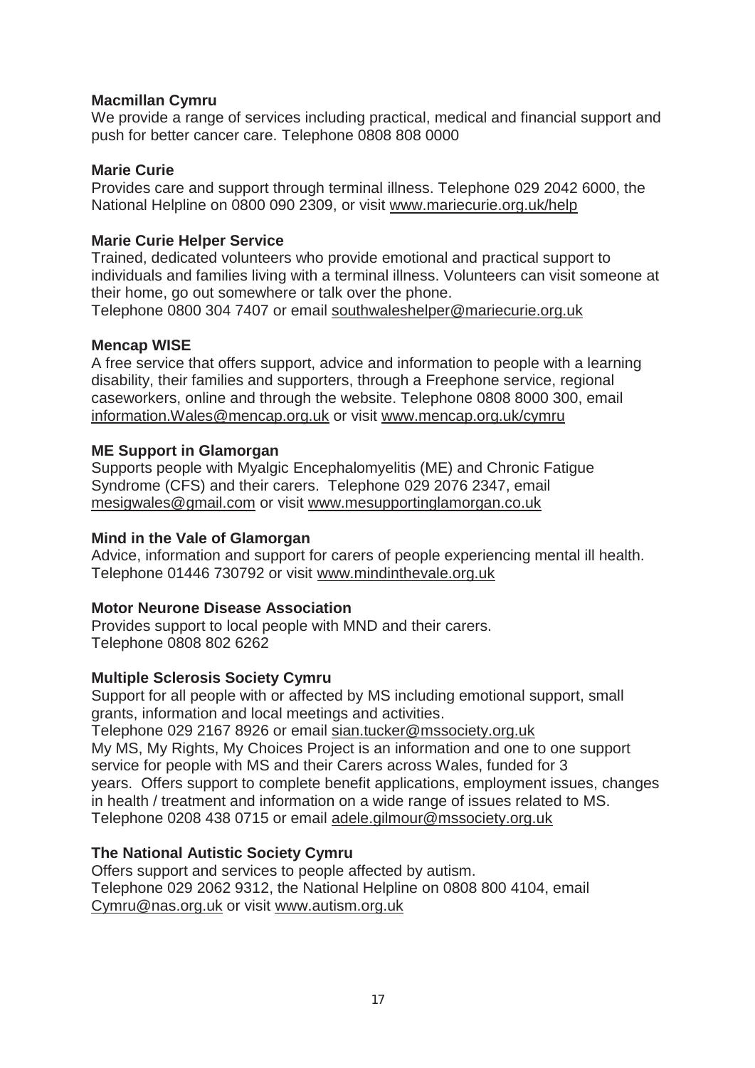**Macmillan Cymru**

We provide a range of services including practical, medical and financial support and push for better cancer care. Telephone 0808 808 0000

**Marie Curie**

Provides care and support through terminal illness. Telephone 029 2042 6000, the National Helpline on 0800 090 2309, or visit www.mariecurie.org.uk/help

**Marie Curie Helper Service**

Trained, dedicated volunteers who provide emotional and practical support to individuals and families living with a terminal illness. Volunteers can visit someone at their home, go out somewhere or talk over the phone.
Telephone 0800 304 7407 or email southwaleshelper@mariecurie.org.uk

**Mencap WISE**

A free service that offers support, advice and information to people with a learning disability, their families and supporters, through a Freephone service, regional caseworkers, online and through the website. Telephone 0808 8000 300, email information.Wales@mencap.org.uk or visit www.mencap.org.uk/cymru

**ME Support in Glamorgan**

Supports people with Myalgic Encephalomyelitis (ME) and Chronic Fatigue Syndrome (CFS) and their carers. Telephone 029 2076 2347, email mesigwales@gmail.com or visit www.mesupportinglamorgan.co.uk

**Mind in the Vale of Glamorgan**

Advice, information and support for carers of people experiencing mental ill health. Telephone 01446 730792 or visit www.mindinthevale.org.uk

**Motor Neurone Disease Association**

Provides support to local people with MND and their carers.
Telephone 0808 802 6262

**Multiple Sclerosis Society Cymru**

Support for all people with or affected by MS including emotional support, small grants, information and local meetings and activities.
Telephone 029 2167 8926 or email sian.tucker@mssociety.org.uk
My MS, My Rights, My Choices Project is an information and one to one support service for people with MS and their Carers across Wales, funded for 3 years. Offers support to complete benefit applications, employment issues, changes in health / treatment and information on a wide range of issues related to MS. Telephone 0208 438 0715 or email adele.gilmour@mssociety.org.uk

**The National Autistic Society Cymru**

Offers support and services to people affected by autism.
Telephone 029 2062 9312, the National Helpline on 0808 800 4104, email Cymru@nas.org.uk or visit www.autism.org.uk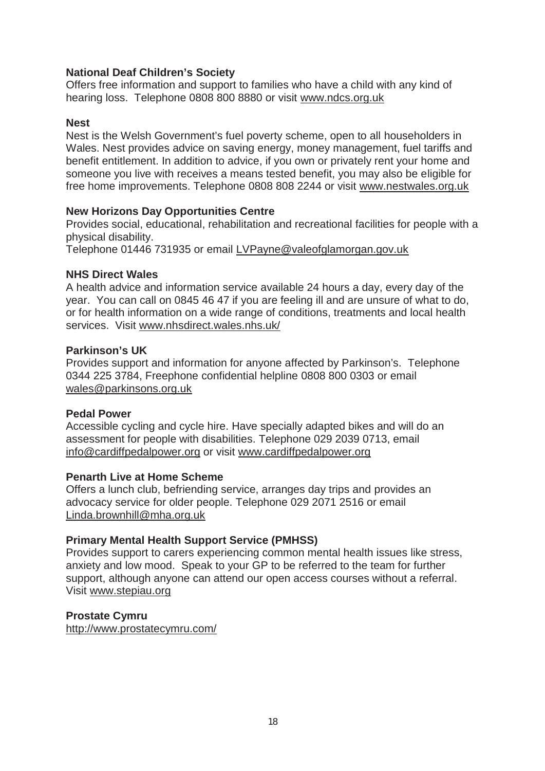**National Deaf Children's Society**
Offers free information and support to families who have a child with any kind of hearing loss. Telephone 0808 800 8880 or visit www.ndcs.org.uk

**Nest**
Nest is the Welsh Government's fuel poverty scheme, open to all householders in Wales. Nest provides advice on saving energy, money management, fuel tariffs and benefit entitlement. In addition to advice, if you own or privately rent your home and someone you live with receives a means tested benefit, you may also be eligible for free home improvements. Telephone 0808 808 2244 or visit www.nestwales.org.uk

**New Horizons Day Opportunities Centre**
Provides social, educational, rehabilitation and recreational facilities for people with a physical disability.
Telephone 01446 731935 or email LVPayne@valeofglamorgan.gov.uk

**NHS Direct Wales**
A health advice and information service available 24 hours a day, every day of the year. You can call on 0845 46 47 if you are feeling ill and are unsure of what to do, or for health information on a wide range of conditions, treatments and local health services. Visit www.nhsdirect.wales.nhs.uk/

**Parkinson's UK**
Provides support and information for anyone affected by Parkinson's. Telephone 0344 225 3784, Freephone confidential helpline 0808 800 0303 or email wales@parkinsons.org.uk

**Pedal Power**
Accessible cycling and cycle hire. Have specially adapted bikes and will do an assessment for people with disabilities. Telephone 029 2039 0713, email info@cardiffpedalpower.org or visit www.cardiffpedalpower.org

**Penarth Live at Home Scheme**
Offers a lunch club, befriending service, arranges day trips and provides an advocacy service for older people. Telephone 029 2071 2516 or email Linda.brownhill@mha.org.uk

**Primary Mental Health Support Service (PMHSS)**
Provides support to carers experiencing common mental health issues like stress, anxiety and low mood. Speak to your GP to be referred to the team for further support, although anyone can attend our open access courses without a referral. Visit www.stepiau.org

**Prostate Cymru**
http://www.prostatecymru.com/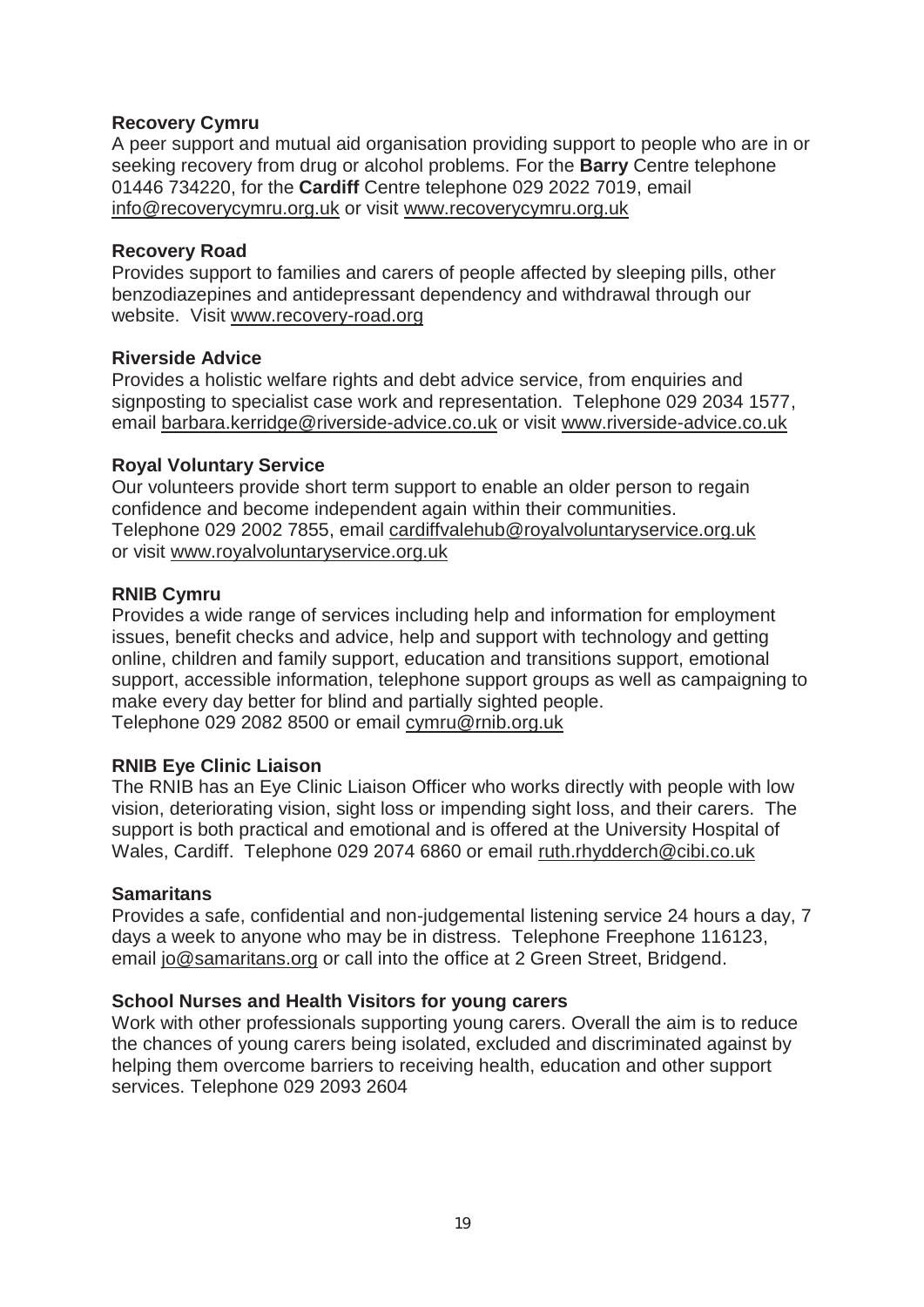**Recovery Cymru**
A peer support and mutual aid organisation providing support to people who are in or seeking recovery from drug or alcohol problems. For the **Barry** Centre telephone 01446 734220, for the **Cardiff** Centre telephone 029 2022 7019, email info@recoverycymru.org.uk or visit www.recoverycymru.org.uk

**Recovery Road**
Provides support to families and carers of people affected by sleeping pills, other benzodiazepines and antidepressant dependency and withdrawal through our website. Visit www.recovery-road.org

**Riverside Advice**
Provides a holistic welfare rights and debt advice service, from enquiries and signposting to specialist case work and representation. Telephone 029 2034 1577, email barbara.kerridge@riverside-advice.co.uk or visit www.riverside-advice.co.uk

**Royal Voluntary Service**
Our volunteers provide short term support to enable an older person to regain confidence and become independent again within their communities.
Telephone 029 2002 7855, email cardiffvalehub@royalvoluntaryservice.org.uk or visit www.royalvoluntaryservice.org.uk

**RNIB Cymru**
Provides a wide range of services including help and information for employment issues, benefit checks and advice, help and support with technology and getting online, children and family support, education and transitions support, emotional support, accessible information, telephone support groups as well as campaigning to make every day better for blind and partially sighted people.
Telephone 029 2082 8500 or email cymru@rnib.org.uk

**RNIB Eye Clinic Liaison**
The RNIB has an Eye Clinic Liaison Officer who works directly with people with low vision, deteriorating vision, sight loss or impending sight loss, and their carers. The support is both practical and emotional and is offered at the University Hospital of Wales, Cardiff. Telephone 029 2074 6860 or email ruth.rhydderch@cibi.co.uk

**Samaritans**
Provides a safe, confidential and non-judgemental listening service 24 hours a day, 7 days a week to anyone who may be in distress. Telephone Freephone 116123, email jo@samaritans.org or call into the office at 2 Green Street, Bridgend.

**School Nurses and Health Visitors for young carers**
Work with other professionals supporting young carers. Overall the aim is to reduce the chances of young carers being isolated, excluded and discriminated against by helping them overcome barriers to receiving health, education and other support services. Telephone 029 2093 2604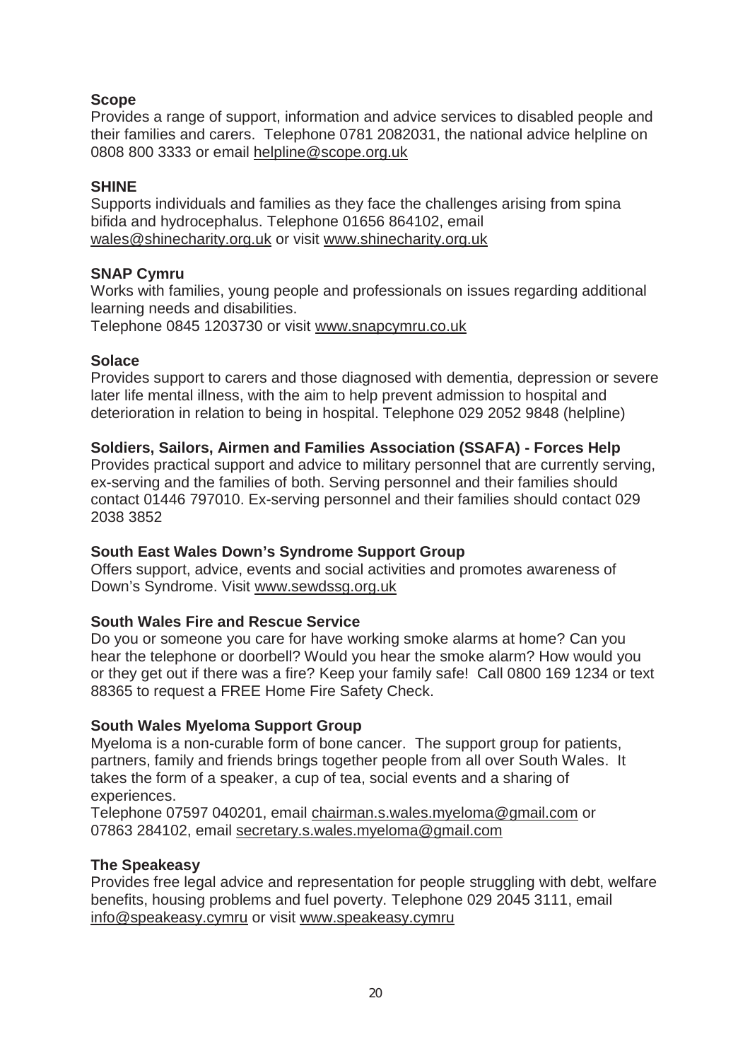**Scope**

Provides a range of support, information and advice services to disabled people and their families and carers. Telephone 0781 2082031, the national advice helpline on 0808 800 3333 or email helpline@scope.org.uk

**SHINE**

Supports individuals and families as they face the challenges arising from spina bifida and hydrocephalus. Telephone 01656 864102, email wales@shinecharity.org.uk or visit www.shinecharity.org.uk

**SNAP Cymru**

Works with families, young people and professionals on issues regarding additional learning needs and disabilities.
Telephone 0845 1203730 or visit www.snapcymru.co.uk

**Solace**

Provides support to carers and those diagnosed with dementia, depression or severe later life mental illness, with the aim to help prevent admission to hospital and deterioration in relation to being in hospital. Telephone 029 2052 9848 (helpline)

**Soldiers, Sailors, Airmen and Families Association (SSAFA) - Forces Help**

Provides practical support and advice to military personnel that are currently serving, ex-serving and the families of both. Serving personnel and their families should contact 01446 797010. Ex-serving personnel and their families should contact 029 2038 3852

**South East Wales Down's Syndrome Support Group**

Offers support, advice, events and social activities and promotes awareness of Down's Syndrome. Visit www.sewdssg.org.uk

**South Wales Fire and Rescue Service**

Do you or someone you care for have working smoke alarms at home? Can you hear the telephone or doorbell? Would you hear the smoke alarm? How would you or they get out if there was a fire? Keep your family safe! Call 0800 169 1234 or text 88365 to request a FREE Home Fire Safety Check.

**South Wales Myeloma Support Group**

Myeloma is a non-curable form of bone cancer. The support group for patients, partners, family and friends brings together people from all over South Wales. It takes the form of a speaker, a cup of tea, social events and a sharing of experiences.
Telephone 07597 040201, email chairman.s.wales.myeloma@gmail.com or 07863 284102, email secretary.s.wales.myeloma@gmail.com

**The Speakeasy**

Provides free legal advice and representation for people struggling with debt, welfare benefits, housing problems and fuel poverty. Telephone 029 2045 3111, email info@speakeasy.cymru or visit www.speakeasy.cymru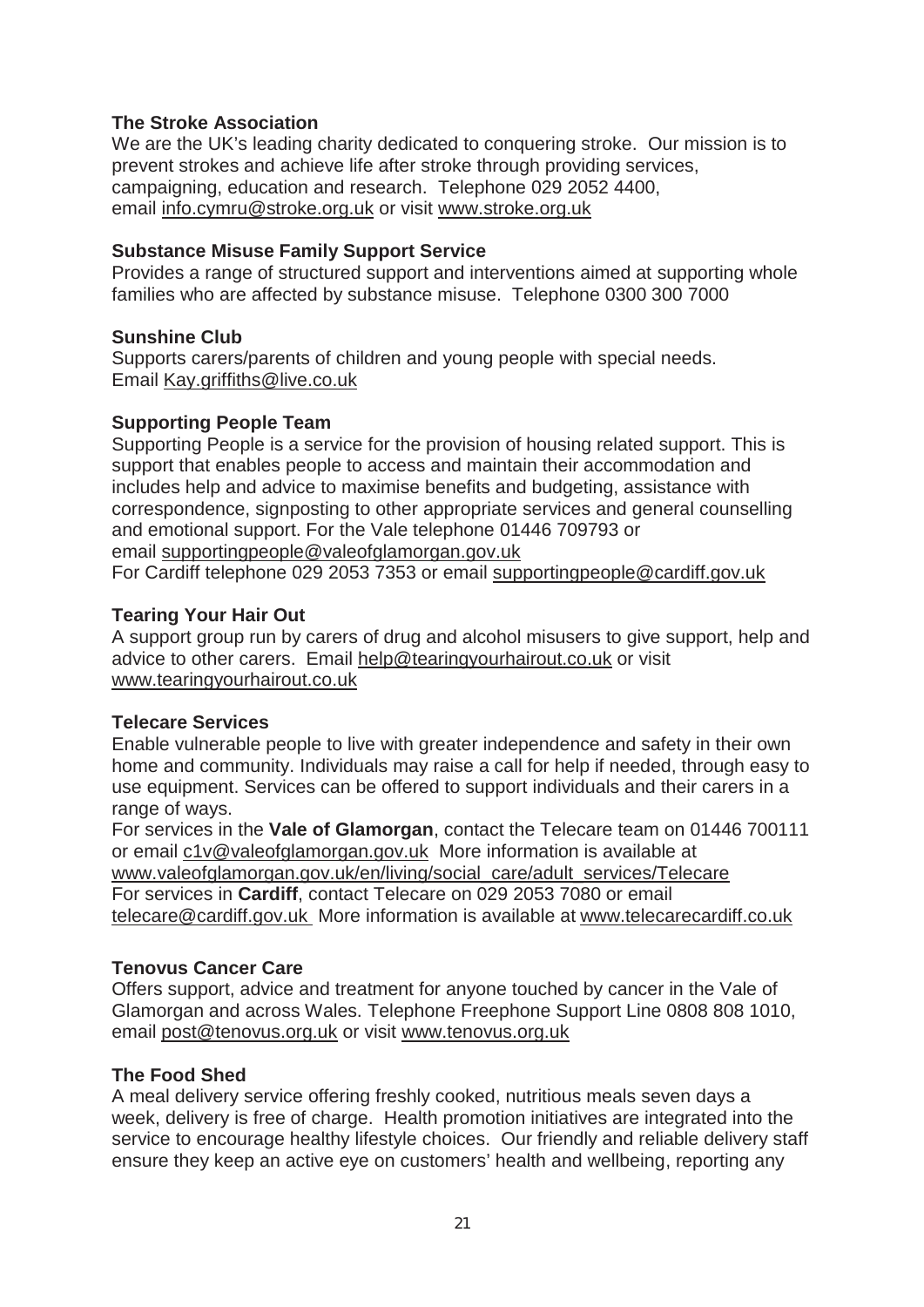### The Stroke Association

We are the UK's leading charity dedicated to conquering stroke. Our mission is to prevent strokes and achieve life after stroke through providing services, campaigning, education and research. Telephone 029 2052 4400, email info.cymru@stroke.org.uk or visit www.stroke.org.uk

### Substance Misuse Family Support Service

Provides a range of structured support and interventions aimed at supporting whole families who are affected by substance misuse. Telephone 0300 300 7000

### Sunshine Club

Supports carers/parents of children and young people with special needs. Email Kay.griffiths@live.co.uk

### Supporting People Team

Supporting People is a service for the provision of housing related support. This is support that enables people to access and maintain their accommodation and includes help and advice to maximise benefits and budgeting, assistance with correspondence, signposting to other appropriate services and general counselling and emotional support. For the Vale telephone 01446 709793 or email supportingpeople@valeofglamorgan.gov.uk
For Cardiff telephone 029 2053 7353 or email supportingpeople@cardiff.gov.uk

### Tearing Your Hair Out

A support group run by carers of drug and alcohol misusers to give support, help and advice to other carers. Email help@tearingyourhairout.co.uk or visit www.tearingyourhairout.co.uk

### Telecare Services

Enable vulnerable people to live with greater independence and safety in their own home and community. Individuals may raise a call for help if needed, through easy to use equipment. Services can be offered to support individuals and their carers in a range of ways.
For services in the **Vale of Glamorgan**, contact the Telecare team on 01446 700111 or email c1v@valeofglamorgan.gov.uk More information is available at www.valeofglamorgan.gov.uk/en/living/social_care/adult_services/Telecare
For services in **Cardiff**, contact Telecare on 029 2053 7080 or email telecare@cardiff.gov.uk More information is available at www.telecarecardiff.co.uk

### Tenovus Cancer Care

Offers support, advice and treatment for anyone touched by cancer in the Vale of Glamorgan and across Wales. Telephone Freephone Support Line 0808 808 1010, email post@tenovus.org.uk or visit www.tenovus.org.uk

### The Food Shed

A meal delivery service offering freshly cooked, nutritious meals seven days a week, delivery is free of charge. Health promotion initiatives are integrated into the service to encourage healthy lifestyle choices. Our friendly and reliable delivery staff ensure they keep an active eye on customers' health and wellbeing, reporting any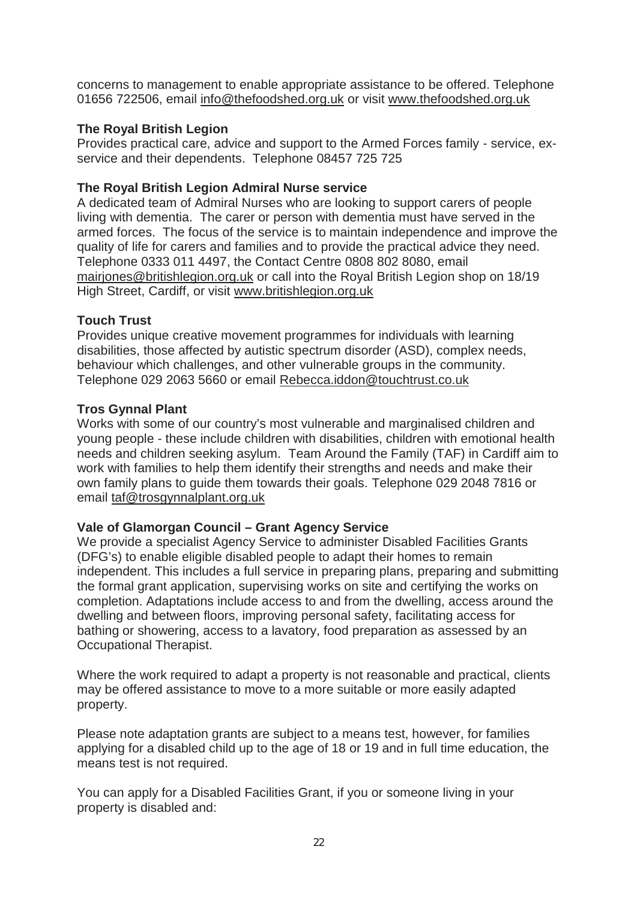concerns to management to enable appropriate assistance to be offered. Telephone 01656 722506, email info@thefoodshed.org.uk or visit www.thefoodshed.org.uk

**The Royal British Legion**
Provides practical care, advice and support to the Armed Forces family - service, ex-service and their dependents. Telephone 08457 725 725

**The Royal British Legion Admiral Nurse service**
A dedicated team of Admiral Nurses who are looking to support carers of people living with dementia. The carer or person with dementia must have served in the armed forces. The focus of the service is to maintain independence and improve the quality of life for carers and families and to provide the practical advice they need. Telephone 0333 011 4497, the Contact Centre 0808 802 8080, email mairjones@britishlegion.org.uk or call into the Royal British Legion shop on 18/19 High Street, Cardiff, or visit www.britishlegion.org.uk

**Touch Trust**
Provides unique creative movement programmes for individuals with learning disabilities, those affected by autistic spectrum disorder (ASD), complex needs, behaviour which challenges, and other vulnerable groups in the community. Telephone 029 2063 5660 or email Rebecca.iddon@touchtrust.co.uk

**Tros Gynnal Plant**
Works with some of our country's most vulnerable and marginalised children and young people - these include children with disabilities, children with emotional health needs and children seeking asylum. Team Around the Family (TAF) in Cardiff aim to work with families to help them identify their strengths and needs and make their own family plans to guide them towards their goals. Telephone 029 2048 7816 or email taf@trosgynnalplant.org.uk

**Vale of Glamorgan Council – Grant Agency Service**
We provide a specialist Agency Service to administer Disabled Facilities Grants (DFG's) to enable eligible disabled people to adapt their homes to remain independent. This includes a full service in preparing plans, preparing and submitting the formal grant application, supervising works on site and certifying the works on completion. Adaptations include access to and from the dwelling, access around the dwelling and between floors, improving personal safety, facilitating access for bathing or showering, access to a lavatory, food preparation as assessed by an Occupational Therapist.

Where the work required to adapt a property is not reasonable and practical, clients may be offered assistance to move to a more suitable or more easily adapted property.

Please note adaptation grants are subject to a means test, however, for families applying for a disabled child up to the age of 18 or 19 and in full time education, the means test is not required.

You can apply for a Disabled Facilities Grant, if you or someone living in your property is disabled and: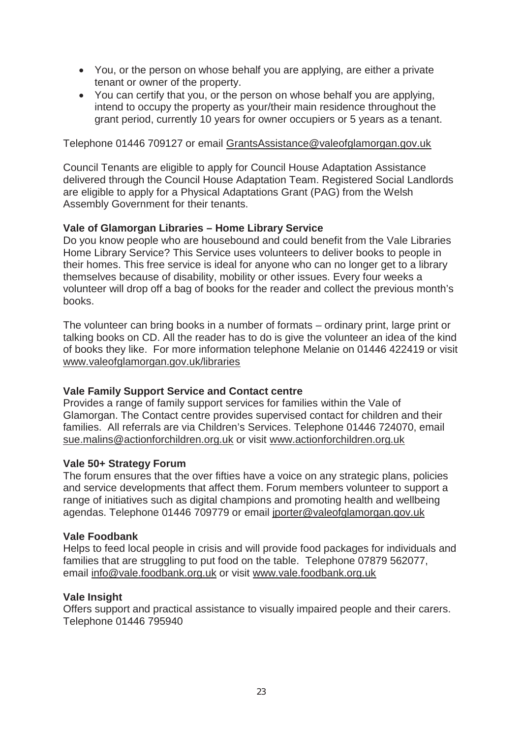- You, or the person on whose behalf you are applying, are either a private tenant or owner of the property.
- You can certify that you, or the person on whose behalf you are applying, intend to occupy the property as your/their main residence throughout the grant period, currently 10 years for owner occupiers or 5 years as a tenant.

Telephone 01446 709127 or email GrantsAssistance@valeofglamorgan.gov.uk

Council Tenants are eligible to apply for Council House Adaptation Assistance delivered through the Council House Adaptation Team. Registered Social Landlords are eligible to apply for a Physical Adaptations Grant (PAG) from the Welsh Assembly Government for their tenants.

**Vale of Glamorgan Libraries – Home Library Service**

Do you know people who are housebound and could benefit from the Vale Libraries Home Library Service? This Service uses volunteers to deliver books to people in their homes. This free service is ideal for anyone who can no longer get to a library themselves because of disability, mobility or other issues. Every four weeks a volunteer will drop off a bag of books for the reader and collect the previous month's books.

The volunteer can bring books in a number of formats – ordinary print, large print or talking books on CD. All the reader has to do is give the volunteer an idea of the kind of books they like. For more information telephone Melanie on 01446 422419 or visit www.valeofglamorgan.gov.uk/libraries

**Vale Family Support Service and Contact centre**

Provides a range of family support services for families within the Vale of Glamorgan. The Contact centre provides supervised contact for children and their families. All referrals are via Children's Services. Telephone 01446 724070, email sue.malins@actionforchildren.org.uk or visit www.actionforchildren.org.uk

**Vale 50+ Strategy Forum**

The forum ensures that the over fifties have a voice on any strategic plans, policies and service developments that affect them. Forum members volunteer to support a range of initiatives such as digital champions and promoting health and wellbeing agendas. Telephone 01446 709779 or email jporter@valeofglamorgan.gov.uk

**Vale Foodbank**

Helps to feed local people in crisis and will provide food packages for individuals and families that are struggling to put food on the table. Telephone 07879 562077, email info@vale.foodbank.org.uk or visit www.vale.foodbank.org.uk

**Vale Insight**

Offers support and practical assistance to visually impaired people and their carers. Telephone 01446 795940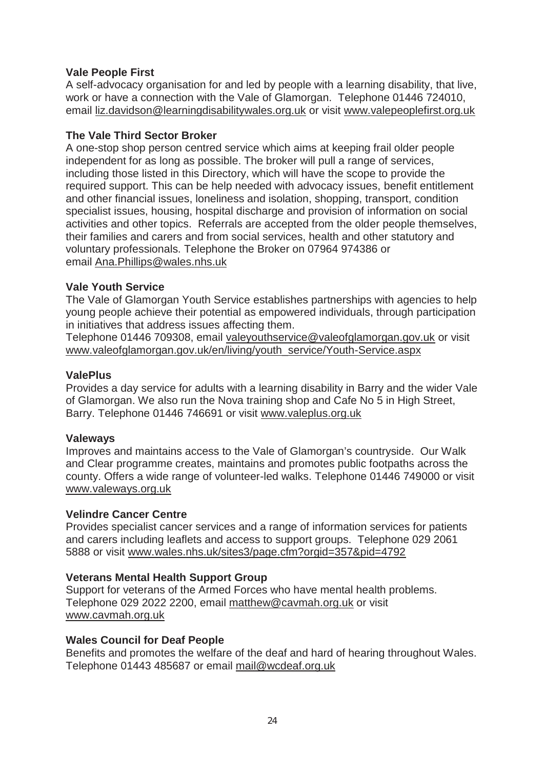**Vale People First**
A self-advocacy organisation for and led by people with a learning disability, that live, work or have a connection with the Vale of Glamorgan. Telephone 01446 724010, email liz.davidson@learningdisabilitywales.org.uk or visit www.valepeoplefirst.org.uk

**The Vale Third Sector Broker**
A one-stop shop person centred service which aims at keeping frail older people independent for as long as possible. The broker will pull a range of services, including those listed in this Directory, which will have the scope to provide the required support. This can be help needed with advocacy issues, benefit entitlement and other financial issues, loneliness and isolation, shopping, transport, condition specialist issues, housing, hospital discharge and provision of information on social activities and other topics. Referrals are accepted from the older people themselves, their families and carers and from social services, health and other statutory and voluntary professionals. Telephone the Broker on 07964 974386 or email Ana.Phillips@wales.nhs.uk

**Vale Youth Service**
The Vale of Glamorgan Youth Service establishes partnerships with agencies to help young people achieve their potential as empowered individuals, through participation in initiatives that address issues affecting them.
Telephone 01446 709308, email valeyouthservice@valeofglamorgan.gov.uk or visit www.valeofglamorgan.gov.uk/en/living/youth_service/Youth-Service.aspx

**ValePlus**
Provides a day service for adults with a learning disability in Barry and the wider Vale of Glamorgan. We also run the Nova training shop and Cafe No 5 in High Street, Barry. Telephone 01446 746691 or visit www.valeplus.org.uk

**Valeways**
Improves and maintains access to the Vale of Glamorgan's countryside. Our Walk and Clear programme creates, maintains and promotes public footpaths across the county. Offers a wide range of volunteer-led walks. Telephone 01446 749000 or visit www.valeways.org.uk

**Velindre Cancer Centre**
Provides specialist cancer services and a range of information services for patients and carers including leaflets and access to support groups. Telephone 029 2061 5888 or visit www.wales.nhs.uk/sites3/page.cfm?orgid=357&pid=4792

**Veterans Mental Health Support Group**
Support for veterans of the Armed Forces who have mental health problems.
Telephone 029 2022 2200, email matthew@cavmah.org.uk or visit www.cavmah.org.uk

**Wales Council for Deaf People**
Benefits and promotes the welfare of the deaf and hard of hearing throughout Wales.
Telephone 01443 485687 or email mail@wcdeaf.org.uk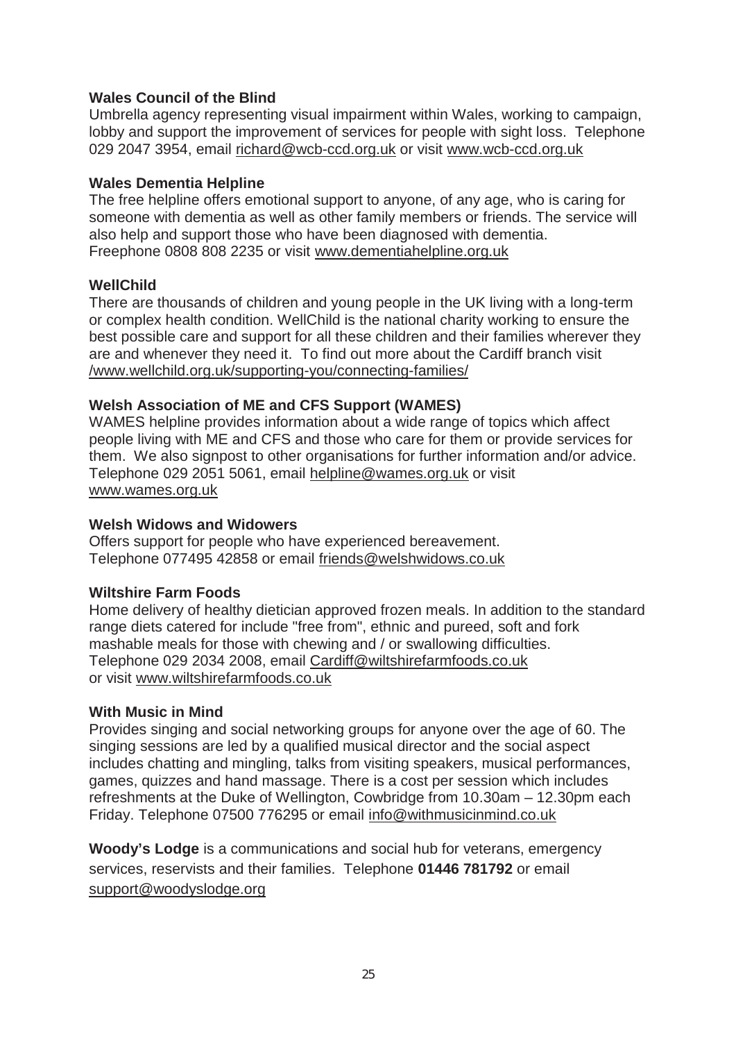**Wales Council of the Blind**
Umbrella agency representing visual impairment within Wales, working to campaign, lobby and support the improvement of services for people with sight loss. Telephone 029 2047 3954, email richard@wcb-ccd.org.uk or visit www.wcb-ccd.org.uk

**Wales Dementia Helpline**
The free helpline offers emotional support to anyone, of any age, who is caring for someone with dementia as well as other family members or friends. The service will also help and support those who have been diagnosed with dementia.
Freephone 0808 808 2235 or visit www.dementiahelpline.org.uk

**WellChild**
There are thousands of children and young people in the UK living with a long-term or complex health condition. WellChild is the national charity working to ensure the best possible care and support for all these children and their families wherever they are and whenever they need it. To find out more about the Cardiff branch visit /www.wellchild.org.uk/supporting-you/connecting-families/

**Welsh Association of ME and CFS Support (WAMES)**
WAMES helpline provides information about a wide range of topics which affect people living with ME and CFS and those who care for them or provide services for them. We also signpost to other organisations for further information and/or advice. Telephone 029 2051 5061, email helpline@wames.org.uk or visit www.wames.org.uk

**Welsh Widows and Widowers**
Offers support for people who have experienced bereavement.
Telephone 077495 42858 or email friends@welshwidows.co.uk

**Wiltshire Farm Foods**
Home delivery of healthy dietician approved frozen meals. In addition to the standard range diets catered for include "free from", ethnic and pureed, soft and fork mashable meals for those with chewing and / or swallowing difficulties.
Telephone 029 2034 2008, email Cardiff@wiltshirefarmfoods.co.uk or visit www.wiltshirefarmfoods.co.uk

**With Music in Mind**
Provides singing and social networking groups for anyone over the age of 60. The singing sessions are led by a qualified musical director and the social aspect includes chatting and mingling, talks from visiting speakers, musical performances, games, quizzes and hand massage. There is a cost per session which includes refreshments at the Duke of Wellington, Cowbridge from 10.30am – 12.30pm each Friday. Telephone 07500 776295 or email info@withmusicinmind.co.uk

**Woody's Lodge** is a communications and social hub for veterans, emergency services, reservists and their families. Telephone **01446 781792** or email support@woodyslodge.org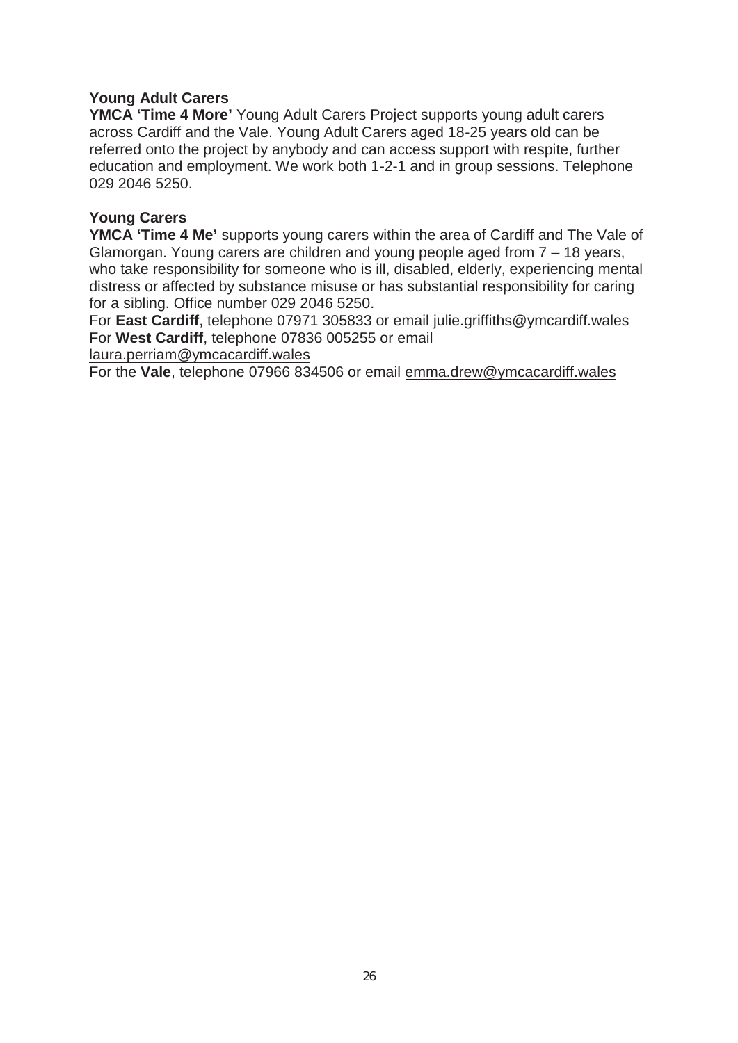### Young Adult Carers

**YMCA 'Time 4 More'** Young Adult Carers Project supports young adult carers across Cardiff and the Vale. Young Adult Carers aged 18-25 years old can be referred onto the project by anybody and can access support with respite, further education and employment. We work both 1-2-1 and in group sessions. Telephone 029 2046 5250.

### Young Carers

**YMCA 'Time 4 Me'** supports young carers within the area of Cardiff and The Vale of Glamorgan. Young carers are children and young people aged from 7 – 18 years, who take responsibility for someone who is ill, disabled, elderly, experiencing mental distress or affected by substance misuse or has substantial responsibility for caring for a sibling. Office number 029 2046 5250.

For **East Cardiff**, telephone 07971 305833 or email julie.griffiths@ymcardiff.wales
For **West Cardiff**, telephone 07836 005255 or email laura.perriam@ymcacardiff.wales
For the **Vale**, telephone 07966 834506 or email emma.drew@ymcacardiff.wales